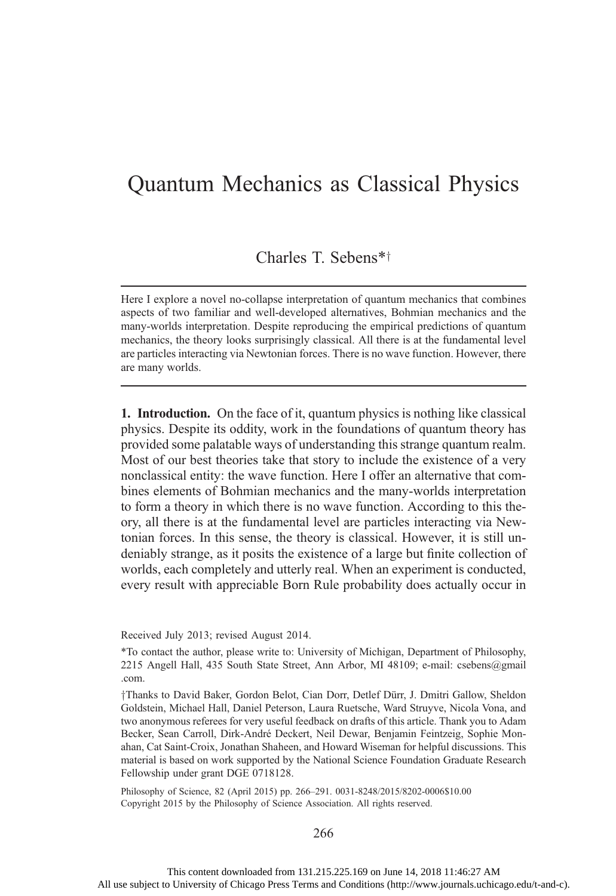# Quantum Mechanics as Classical Physics

Charles T. Sebens*†

Here I explore a novel no-collapse interpretation of quantum mechanics that combines aspects of two familiar and well-developed alternatives, Bohmian mechanics and the many-worlds interpretation. Despite reproducing the empirical predictions of quantum mechanics, the theory looks surprisingly classical. All there is at the fundamental level are particles interacting via Newtonian forces. There is no wave function. However, there are many worlds.

**1. Introduction.** On the face of it, quantum physics is nothing like classical physics. Despite its oddity, work in the foundations of quantum theory has provided some palatable ways of understanding this strange quantum realm. Most of our best theories take that story to include the existence of a very nonclassical entity: the wave function. Here I offer an alternative that combines elements of Bohmian mechanics and the many-worlds interpretation to form a theory in which there is no wave function. According to this theory, all there is at the fundamental level are particles interacting via Newtonian forces. In this sense, the theory is classical. However, it is still undeniably strange, as it posits the existence of a large but finite collection of worlds, each completely and utterly real. When an experiment is conducted, every result with appreciable Born Rule probability does actually occur in

Received July 2013; revised August 2014.

*To contact the author, please write to: University of Michigan, Department of Philosophy, 2215 Angell Hall, 435 South State Street, Ann Arbor, MI 48109; e-mail: csebens@gmail.com.

†Thanks to David Baker, Gordon Belot, Cian Dorr, Detlef Dürr, J. Dmitri Gallow, Sheldon Goldstein, Michael Hall, Daniel Peterson, Laura Ruetsche, Ward Struyve, Nicola Vona, and two anonymous referees for very useful feedback on drafts of this article. Thank you to Adam Becker, Sean Carroll, Dirk-André Deckert, Neil Dewar, Benjamin Feintzeig, Sophie Monahan, Cat Saint-Croix, Jonathan Shaheen, and Howard Wiseman for helpful discussions. This material is based on work supported by the National Science Foundation Graduate Research Fellowship under grant DGE 0718128.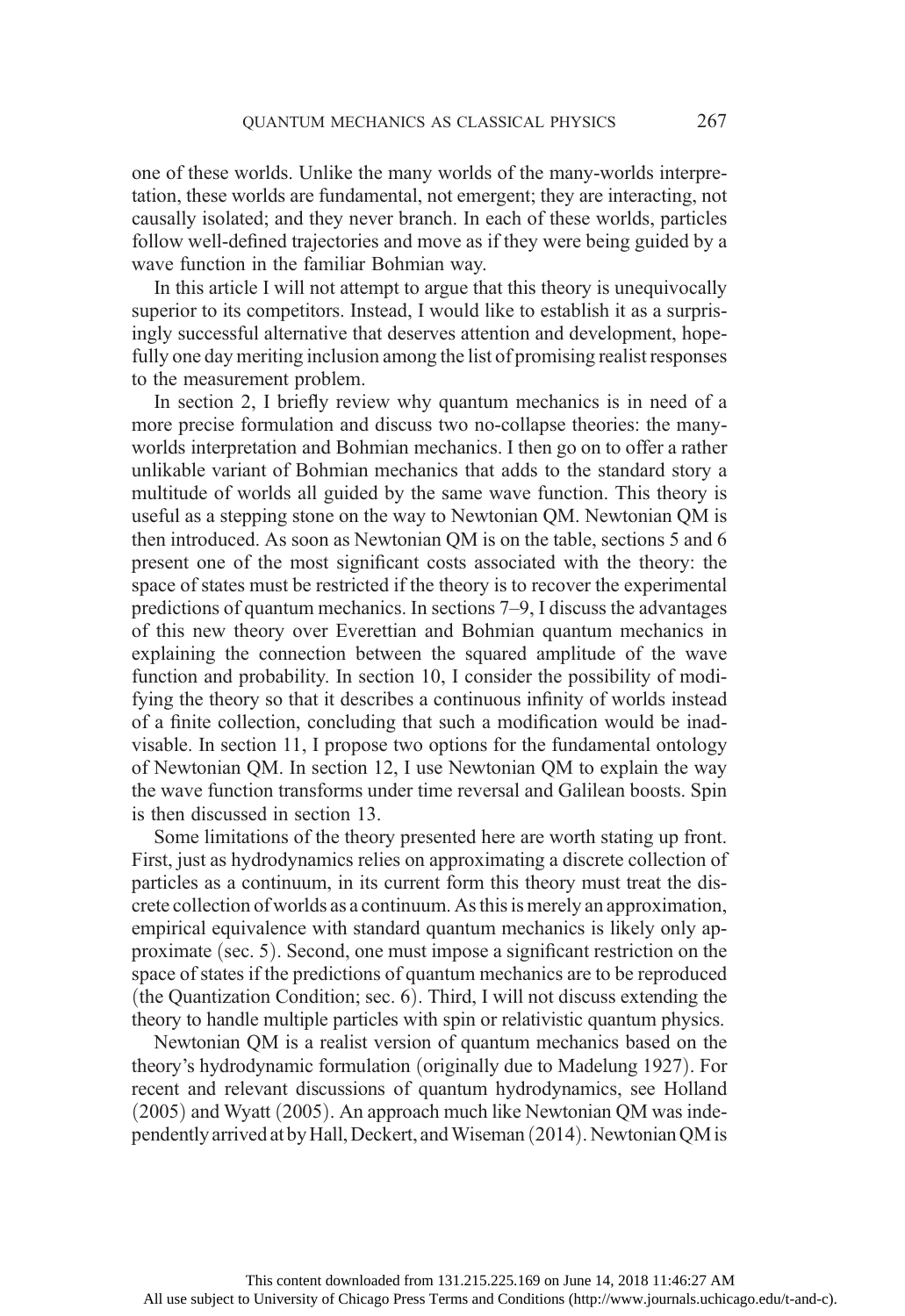one of these worlds. Unlike the many worlds of the many-worlds interpretation, these worlds are fundamental, not emergent; they are interacting, not causally isolated; and they never branch. In each of these worlds, particles follow well-defined trajectories and move as if they were being guided by a wave function in the familiar Bohmian way.

In this article I will not attempt to argue that this theory is unequivocally superior to its competitors. Instead, I would like to establish it as a surprisingly successful alternative that deserves attention and development, hopefully one day meriting inclusion among the list of promising realist responses to the measurement problem.

In section 2, I briefly review why quantum mechanics is in need of a more precise formulation and discuss two no-collapse theories: the many-worlds interpretation and Bohmian mechanics. I then go on to offer a rather unlikable variant of Bohmian mechanics that adds to the standard story a multitude of worlds all guided by the same wave function. This theory is useful as a stepping stone on the way to Newtonian QM. Newtonian QM is then introduced. As soon as Newtonian QM is on the table, sections 5 and 6 present one of the most significant costs associated with the theory: the space of states must be restricted if the theory is to recover the experimental predictions of quantum mechanics. In sections 7–9, I discuss the advantages of this new theory over Everettian and Bohmian quantum mechanics in explaining the connection between the squared amplitude of the wave function and probability. In section 10, I consider the possibility of modifying the theory so that it describes a continuous infinity of worlds instead of a finite collection, concluding that such a modification would be inadvisable. In section 11, I propose two options for the fundamental ontology of Newtonian QM. In section 12, I use Newtonian QM to explain the way the wave function transforms under time reversal and Galilean boosts. Spin is then discussed in section 13.

Some limitations of the theory presented here are worth stating up front. First, just as hydrodynamics relies on approximating a discrete collection of particles as a continuum, in its current form this theory must treat the discrete collection of worlds as a continuum. As this is merely an approximation, empirical equivalence with standard quantum mechanics is likely only approximate (sec. 5). Second, one must impose a significant restriction on the space of states if the predictions of quantum mechanics are to be reproduced (the Quantization Condition; sec. 6). Third, I will not discuss extending the theory to handle multiple particles with spin or relativistic quantum physics.

Newtonian QM is a realist version of quantum mechanics based on the theory's hydrodynamic formulation (originally due to Madelung 1927). For recent and relevant discussions of quantum hydrodynamics, see Holland (2005) and Wyatt (2005). An approach much like Newtonian QM was independently arrived at by Hall, Deckert, and Wiseman (2014). Newtonian QM is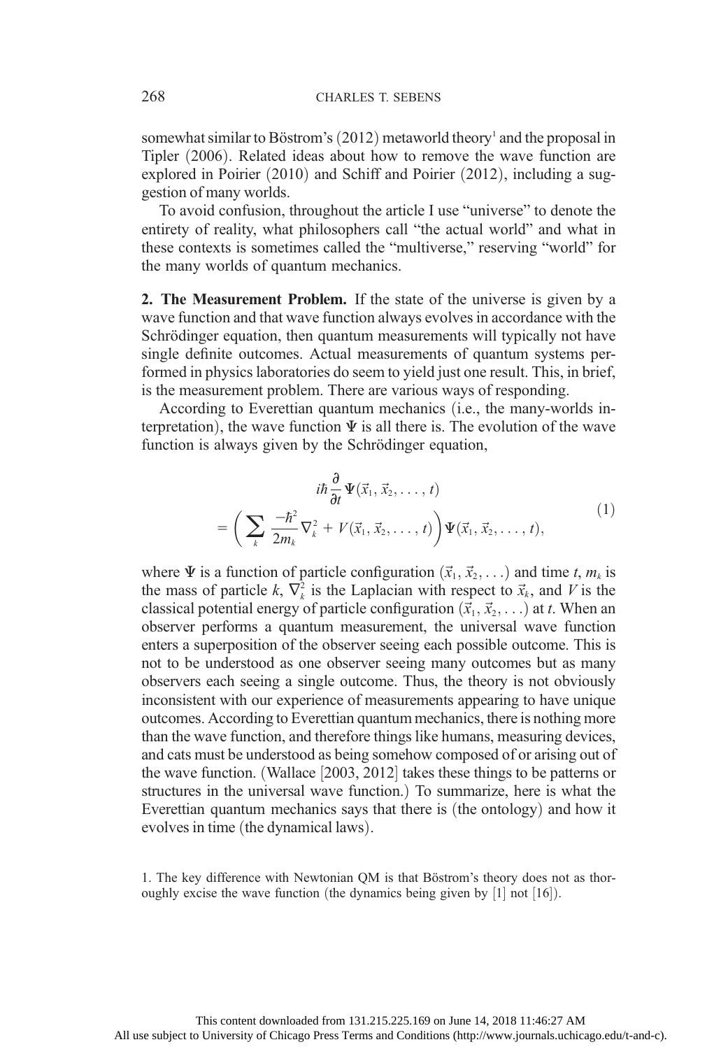somewhat similar to Böstrom's (2012) metaworld theory[1] and the proposal in Tipler (2006). Related ideas about how to remove the wave function are explored in Poirier (2010) and Schiff and Poirier (2012), including a suggestion of many worlds.

To avoid confusion, throughout the article I use "universe" to denote the entirety of reality, what philosophers call "the actual world" and what in these contexts is sometimes called the "multiverse," reserving "world" for the many worlds of quantum mechanics.

**2. The Measurement Problem.** If the state of the universe is given by a wave function and that wave function always evolves in accordance with the Schrödinger equation, then quantum measurements will typically not have single definite outcomes. Actual measurements of quantum systems performed in physics laboratories do seem to yield just one result. This, in brief, is the measurement problem. There are various ways of responding.

According to Everettian quantum mechanics (i.e., the many-worlds interpretation), the wave function $\Psi$ is all there is. The evolution of the wave function is always given by the Schrödinger equation,

$$i\hbar\frac{\partial}{\partial t}\Psi(\vec{x}_1, \vec{x}_2, \ldots, t) = \left(\sum_k \frac{-\hbar^2}{2m_k}\nabla_k^2 + V(\vec{x}_1, \vec{x}_2, \ldots, t)\right)\Psi(\vec{x}_1, \vec{x}_2, \ldots, t), \tag{1}$$

where $\Psi$ is a function of particle configuration $(\vec{x}_1, \vec{x}_2, \ldots)$ and time $t$, $m_k$ is the mass of particle $k$, $\nabla_k^2$ is the Laplacian with respect to $\vec{x}_k$, and $V$ is the classical potential energy of particle configuration $(\vec{x}_1, \vec{x}_2, \ldots)$ at $t$. When an observer performs a quantum measurement, the universal wave function enters a superposition of the observer seeing each possible outcome. This is not to be understood as one observer seeing many outcomes but as many observers each seeing a single outcome. Thus, the theory is not obviously inconsistent with our experience of measurements appearing to have unique outcomes. According to Everettian quantum mechanics, there is nothing more than the wave function, and therefore things like humans, measuring devices, and cats must be understood as being somehow composed of or arising out of the wave function. (Wallace [2003, 2012] takes these things to be patterns or structures in the universal wave function.) To summarize, here is what the Everettian quantum mechanics says that there is (the ontology) and how it evolves in time (the dynamical laws).

1. The key difference with Newtonian QM is that Böstrom's theory does not as thoroughly excise the wave function (the dynamics being given by [1] not [16]).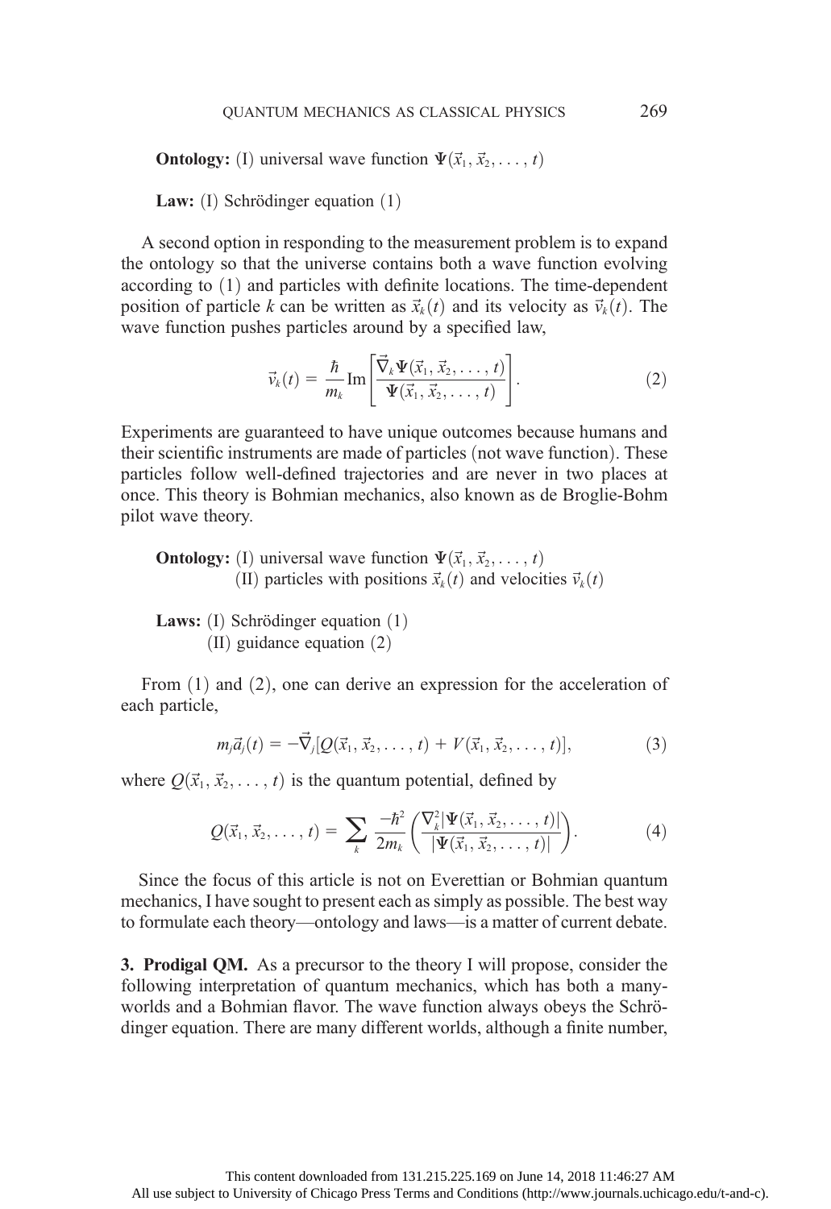**Ontology:** (I) universal wave function $\Psi(\vec{x}_1, \vec{x}_2, \ldots, t)$

**Law:** (I) Schrödinger equation (1)

A second option in responding to the measurement problem is to expand the ontology so that the universe contains both a wave function evolving according to (1) and particles with definite locations. The time-dependent position of particle $k$ can be written as $\vec{x}_k(t)$ and its velocity as $\vec{v}_k(t)$. The wave function pushes particles around by a specified law,

$$\vec{v}_k(t) = \frac{\hbar}{m_k} \mathrm{Im}\left[\frac{\vec{\nabla}_k \Psi(\vec{x}_1, \vec{x}_2, \ldots, t)}{\Psi(\vec{x}_1, \vec{x}_2, \ldots, t)}\right]. \tag{2}$$

Experiments are guaranteed to have unique outcomes because humans and their scientific instruments are made of particles (not wave function). These particles follow well-defined trajectories and are never in two places at once. This theory is Bohmian mechanics, also known as de Broglie-Bohm pilot wave theory.

**Ontology:** (I) universal wave function $\Psi(\vec{x}_1, \vec{x}_2, \ldots, t)$
(II) particles with positions $\vec{x}_k(t)$ and velocities $\vec{v}_k(t)$

**Laws:** (I) Schrödinger equation (1)
(II) guidance equation (2)

From (1) and (2), one can derive an expression for the acceleration of each particle,

$$m_j \vec{a}_j(t) = -\vec{\nabla}_j [Q(\vec{x}_1, \vec{x}_2, \ldots, t) + V(\vec{x}_1, \vec{x}_2, \ldots, t)], \tag{3}$$

where $Q(\vec{x}_1, \vec{x}_2, \ldots, t)$ is the quantum potential, defined by

$$Q(\vec{x}_1, \vec{x}_2, \ldots, t) = \sum_k \frac{-\hbar^2}{2m_k}\left(\frac{\nabla_k^2 |\Psi(\vec{x}_1, \vec{x}_2, \ldots, t)|}{|\Psi(\vec{x}_1, \vec{x}_2, \ldots, t)|}\right). \tag{4}$$

Since the focus of this article is not on Everettian or Bohmian quantum mechanics, I have sought to present each as simply as possible. The best way to formulate each theory—ontology and laws—is a matter of current debate.

**3. Prodigal QM.** As a precursor to the theory I will propose, consider the following interpretation of quantum mechanics, which has both a many-worlds and a Bohmian flavor. The wave function always obeys the Schrödinger equation. There are many different worlds, although a finite number,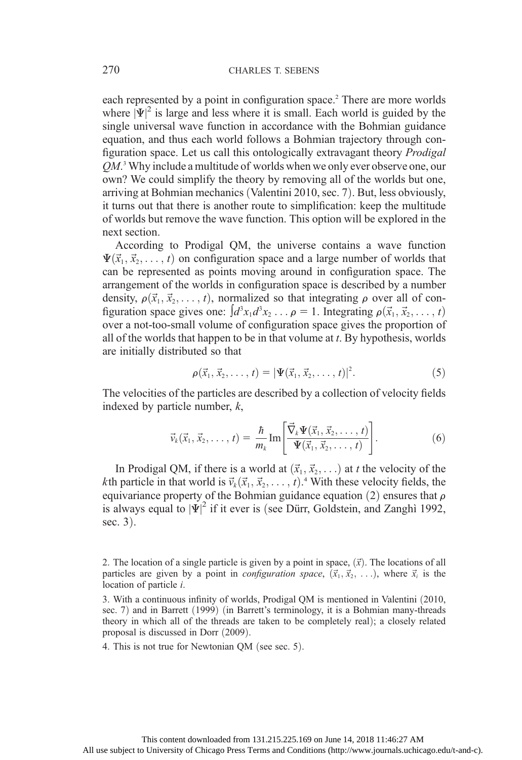each represented by a point in configuration space.[2] There are more worlds where $|\Psi|^2$ is large and less where it is small. Each world is guided by the single universal wave function in accordance with the Bohmian guidance equation, and thus each world follows a Bohmian trajectory through configuration space. Let us call this ontologically extravagant theory *Prodigal QM*.[3] Why include a multitude of worlds when we only ever observe one, our own? We could simplify the theory by removing all of the worlds but one, arriving at Bohmian mechanics (Valentini 2010, sec. 7). But, less obviously, it turns out that there is another route to simplification: keep the multitude of worlds but remove the wave function. This option will be explored in the next section.

According to Prodigal QM, the universe contains a wave function $\Psi(\vec{x}_1, \vec{x}_2, \ldots, t)$ on configuration space and a large number of worlds that can be represented as points moving around in configuration space. The arrangement of the worlds in configuration space is described by a number density, $\rho(\vec{x}_1, \vec{x}_2, \ldots, t)$, normalized so that integrating $\rho$ over all of configuration space gives one: $\int d^3x_1 d^3x_2 \ldots \rho = 1$. Integrating $\rho(\vec{x}_1, \vec{x}_2, \ldots, t)$ over a not-too-small volume of configuration space gives the proportion of all of the worlds that happen to be in that volume at $t$. By hypothesis, worlds are initially distributed so that

$$\rho(\vec{x}_1, \vec{x}_2, \ldots, t) = |\Psi(\vec{x}_1, \vec{x}_2, \ldots, t)|^2. \tag{5}$$

The velocities of the particles are described by a collection of velocity fields indexed by particle number, $k$,

$$\vec{v}_k(\vec{x}_1, \vec{x}_2, \ldots, t) = \frac{\hbar}{m_k} \mathrm{Im}\left[\frac{\vec{\nabla}_k \Psi(\vec{x}_1, \vec{x}_2, \ldots, t)}{\Psi(\vec{x}_1, \vec{x}_2, \ldots, t)}\right]. \tag{6}$$

In Prodigal QM, if there is a world at $(\vec{x}_1, \vec{x}_2, \ldots)$ at $t$ the velocity of the $k$th particle in that world is $\vec{v}_k(\vec{x}_1, \vec{x}_2, \ldots, t)$.[4] With these velocity fields, the equivariance property of the Bohmian guidance equation (2) ensures that $\rho$ is always equal to $|\Psi|^2$ if it ever is (see Dürr, Goldstein, and Zanghì 1992, sec. 3).

2. The location of a single particle is given by a point in space, $(\vec{x})$. The locations of all particles are given by a point in *configuration space*, $(\vec{x}_1, \vec{x}_2, \ldots)$, where $\vec{x}_i$ is the location of particle $i$.

3. With a continuous infinity of worlds, Prodigal QM is mentioned in Valentini (2010, sec. 7) and in Barrett (1999) (in Barrett's terminology, it is a Bohmian many-threads theory in which all of the threads are taken to be completely real); a closely related proposal is discussed in Dorr (2009).

4. This is not true for Newtonian QM (see sec. 5).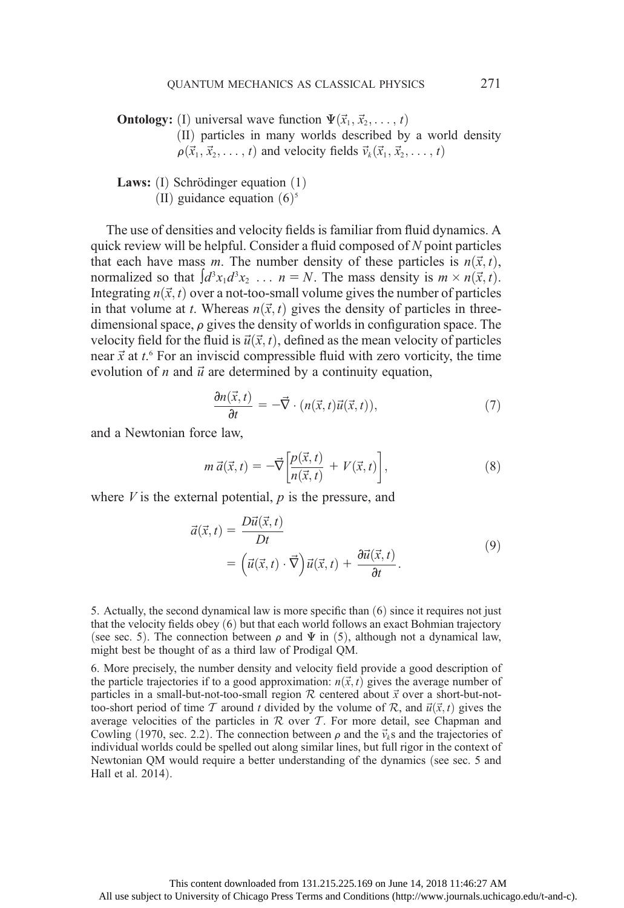**Ontology:** (I) universal wave function $\Psi(\vec{x}_1, \vec{x}_2, \ldots, t)$

(II) particles in many worlds described by a world density $\rho(\vec{x}_1, \vec{x}_2, \ldots, t)$ and velocity fields $\vec{v}_k(\vec{x}_1, \vec{x}_2, \ldots, t)$

**Laws:** (I) Schrödinger equation (1)

(II) guidance equation (6)[5]

The use of densities and velocity fields is familiar from fluid dynamics. A quick review will be helpful. Consider a fluid composed of $N$ point particles that each have mass $m$. The number density of these particles is $n(\vec{x}, t)$, normalized so that $\int d^3x_1 d^3x_2 \ldots n = N$. The mass density is $m \times n(\vec{x}, t)$. Integrating $n(\vec{x}, t)$ over a not-too-small volume gives the number of particles in that volume at $t$. Whereas $n(\vec{x}, t)$ gives the density of particles in three-dimensional space, $\rho$ gives the density of worlds in configuration space. The velocity field for the fluid is $\vec{u}(\vec{x}, t)$, defined as the mean velocity of particles near $\vec{x}$ at $t$.[6] For an inviscid compressible fluid with zero vorticity, the time evolution of $n$ and $\vec{u}$ are determined by a continuity equation,

$$\frac{\partial n(\vec{x}, t)}{\partial t} = -\vec{\nabla} \cdot (n(\vec{x}, t)\vec{u}(\vec{x}, t)), \tag{7}$$

and a Newtonian force law,

$$m\,\vec{a}(\vec{x}, t) = -\vec{\nabla}\left[\frac{p(\vec{x}, t)}{n(\vec{x}, t)} + V(\vec{x}, t)\right], \tag{8}$$

where $V$ is the external potential, $p$ is the pressure, and

$$\begin{aligned} \vec{a}(\vec{x}, t) &= \frac{D\vec{u}(\vec{x}, t)}{Dt} \\ &= \left(\vec{u}(\vec{x}, t) \cdot \vec{\nabla}\right)\vec{u}(\vec{x}, t) + \frac{\partial \vec{u}(\vec{x}, t)}{\partial t}. \end{aligned} \tag{9}$$

5. Actually, the second dynamical law is more specific than (6) since it requires not just that the velocity fields obey (6) but that each world follows an exact Bohmian trajectory (see sec. 5). The connection between $\rho$ and $\Psi$ in (5), although not a dynamical law, might best be thought of as a third law of Prodigal QM.

6. More precisely, the number density and velocity field provide a good description of the particle trajectories if to a good approximation: $n(\vec{x}, t)$ gives the average number of particles in a small-but-not-too-small region $\mathcal{R}$ centered about $\vec{x}$ over a short-but-not-too-short period of time $\mathcal{T}$ around $t$ divided by the volume of $\mathcal{R}$, and $\vec{u}(\vec{x}, t)$ gives the average velocities of the particles in $\mathcal{R}$ over $\mathcal{T}$. For more detail, see Chapman and Cowling (1970, sec. 2.2). The connection between $\rho$ and the $\vec{v}_k$s and the trajectories of individual worlds could be spelled out along similar lines, but full rigor in the context of Newtonian QM would require a better understanding of the dynamics (see sec. 5 and Hall et al. 2014).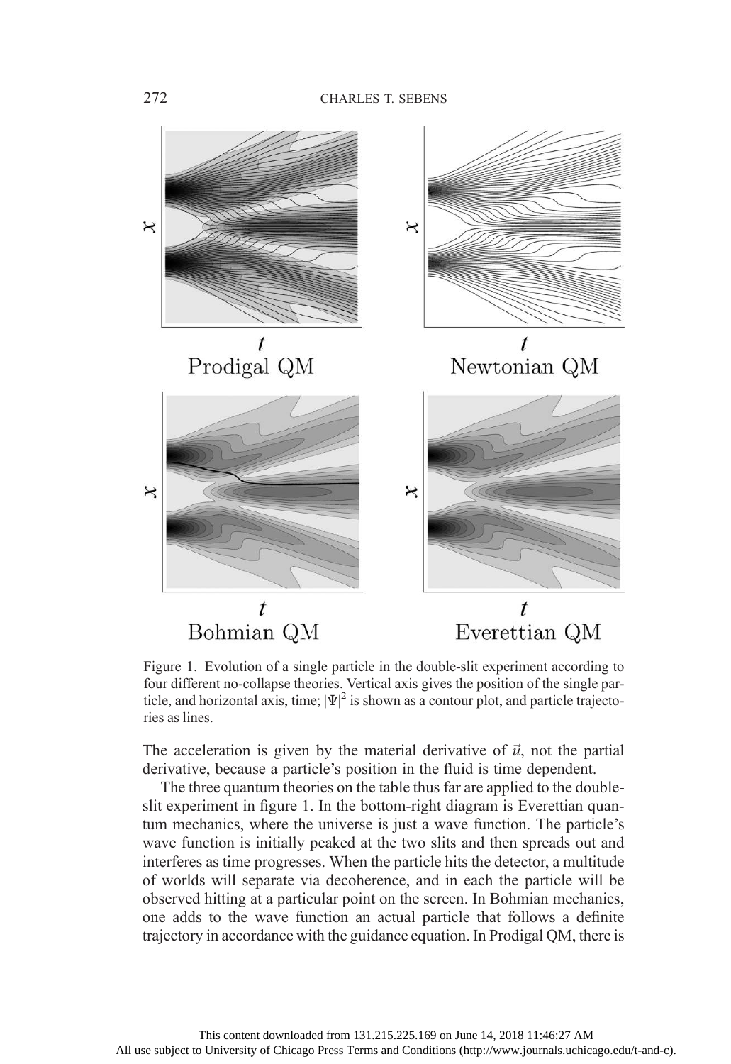Figure 1. Evolution of a single particle in the double-slit experiment according to four different no-collapse theories. Vertical axis gives the position of the single particle, and horizontal axis, time; $|\Psi|^2$ is shown as a contour plot, and particle trajectories as lines.

The acceleration is given by the material derivative of $\vec{u}$, not the partial derivative, because a particle's position in the fluid is time dependent.

The three quantum theories on the table thus far are applied to the double-slit experiment in figure 1. In the bottom-right diagram is Everettian quantum mechanics, where the universe is just a wave function. The particle's wave function is initially peaked at the two slits and then spreads out and interferes as time progresses. When the particle hits the detector, a multitude of worlds will separate via decoherence, and in each the particle will be observed hitting at a particular point on the screen. In Bohmian mechanics, one adds to the wave function an actual particle that follows a definite trajectory in accordance with the guidance equation. In Prodigal QM, there is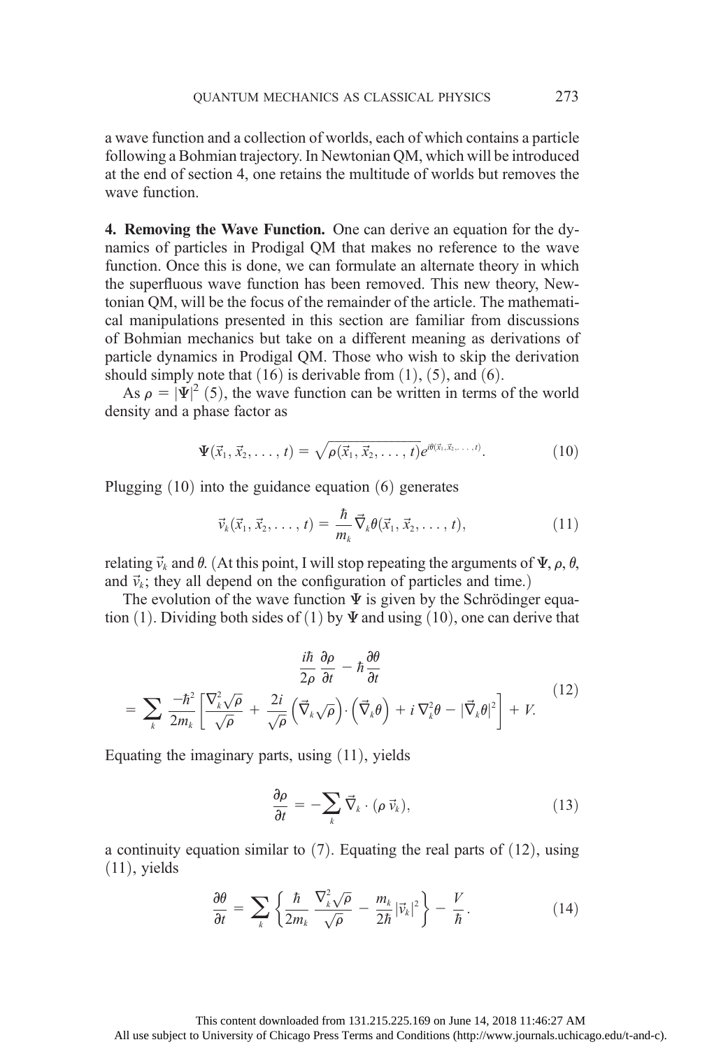a wave function and a collection of worlds, each of which contains a particle following a Bohmian trajectory. In Newtonian QM, which will be introduced at the end of section 4, one retains the multitude of worlds but removes the wave function.

**4. Removing the Wave Function.** One can derive an equation for the dynamics of particles in Prodigal QM that makes no reference to the wave function. Once this is done, we can formulate an alternate theory in which the superfluous wave function has been removed. This new theory, Newtonian QM, will be the focus of the remainder of the article. The mathematical manipulations presented in this section are familiar from discussions of Bohmian mechanics but take on a different meaning as derivations of particle dynamics in Prodigal QM. Those who wish to skip the derivation should simply note that (16) is derivable from (1), (5), and (6).

As $\rho = |\Psi|^2$ (5), the wave function can be written in terms of the world density and a phase factor as

$$\Psi(\vec{x}_1, \vec{x}_2, \ldots, t) = \sqrt{\rho(\vec{x}_1, \vec{x}_2, \ldots, t)}\, e^{i\theta(\vec{x}_1, \vec{x}_2, \ldots, t)}. \tag{10}$$

Plugging (10) into the guidance equation (6) generates

$$\vec{v}_k(\vec{x}_1, \vec{x}_2, \ldots, t) = \frac{\hbar}{m_k} \vec{\nabla}_k \theta(\vec{x}_1, \vec{x}_2, \ldots, t), \tag{11}$$

relating $\vec{v}_k$ and $\theta$. (At this point, I will stop repeating the arguments of $\Psi$, $\rho$, $\theta$, and $\vec{v}_k$; they all depend on the configuration of particles and time.)

The evolution of the wave function $\Psi$ is given by the Schrödinger equation (1). Dividing both sides of (1) by $\Psi$ and using (10), one can derive that

$$\begin{aligned} &\frac{i\hbar}{2\rho}\frac{\partial \rho}{\partial t} - \hbar \frac{\partial \theta}{\partial t} \\ &= \sum_k \frac{-\hbar^2}{2m_k}\left[\frac{\nabla_k^2 \sqrt{\rho}}{\sqrt{\rho}} + \frac{2i}{\sqrt{\rho}}\left(\vec{\nabla}_k \sqrt{\rho}\right)\cdot\left(\vec{\nabla}_k \theta\right) + i\, \nabla_k^2 \theta - |\vec{\nabla}_k \theta|^2\right] + V. \end{aligned} \tag{12}$$

Equating the imaginary parts, using (11), yields

$$\frac{\partial \rho}{\partial t} = -\sum_k \vec{\nabla}_k \cdot (\rho\, \vec{v}_k), \tag{13}$$

a continuity equation similar to (7). Equating the real parts of (12), using (11), yields

$$\frac{\partial \theta}{\partial t} = \sum_k \left\{ \frac{\hbar}{2m_k} \frac{\nabla_k^2 \sqrt{\rho}}{\sqrt{\rho}} - \frac{m_k}{2\hbar} |\vec{v}_k|^2 \right\} - \frac{V}{\hbar}. \tag{14}$$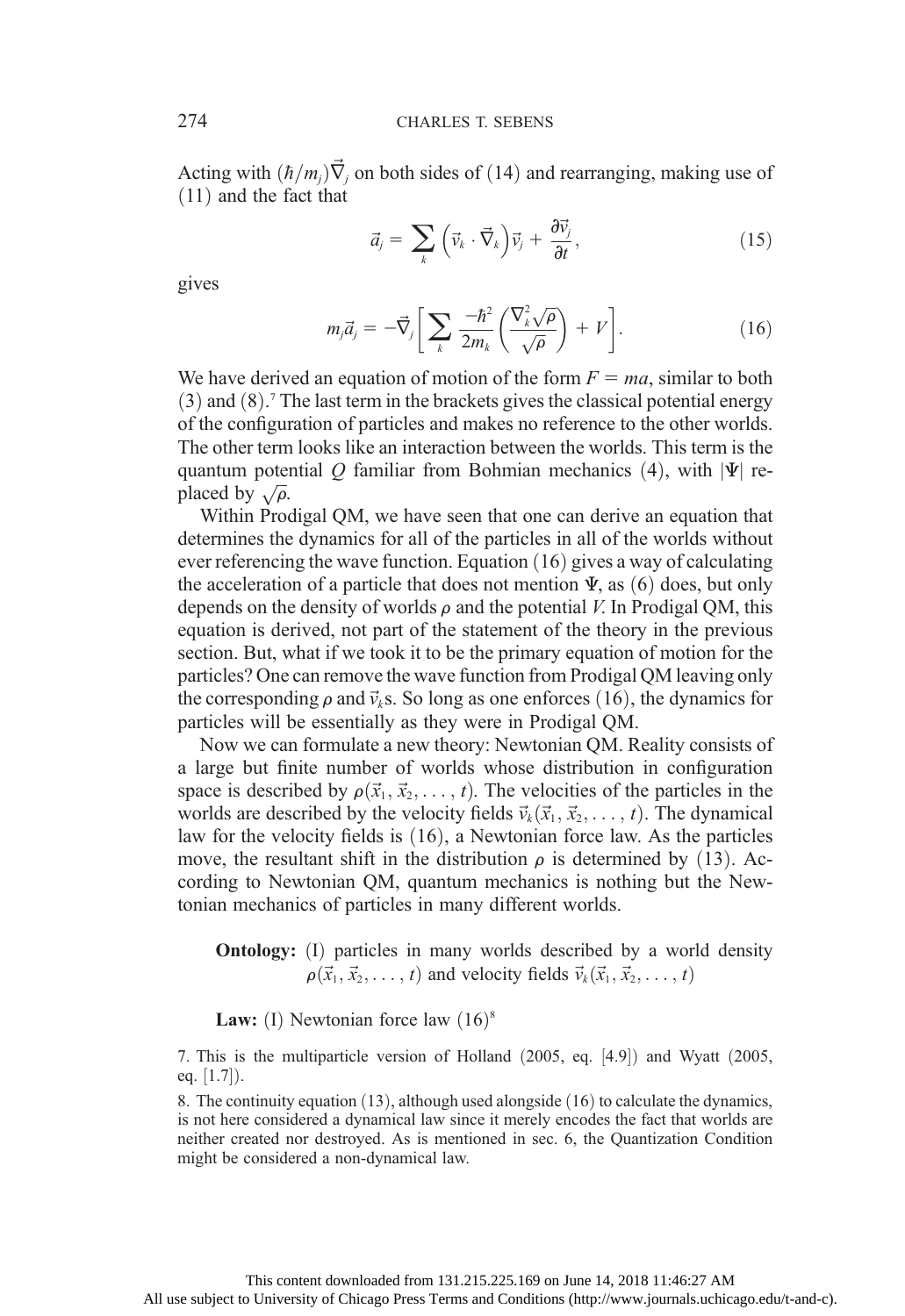Acting with $(\hbar/m_j)\vec{\nabla}_j$ on both sides of (14) and rearranging, making use of (11) and the fact that

$$\vec{a}_j = \sum_k \left(\vec{v}_k \cdot \vec{\nabla}_k\right)\vec{v}_j + \frac{\partial \vec{v}_j}{\partial t}, \tag{15}$$

gives

$$m_j \vec{a}_j = -\vec{\nabla}_j \left[ \sum_k \frac{-\hbar^2}{2m_k} \left( \frac{\nabla_k^2 \sqrt{\rho}}{\sqrt{\rho}} \right) + V \right]. \tag{16}$$

We have derived an equation of motion of the form $F = ma$, similar to both (3) and (8).[7] The last term in the brackets gives the classical potential energy of the configuration of particles and makes no reference to the other worlds. The other term looks like an interaction between the worlds. This term is the quantum potential $Q$ familiar from Bohmian mechanics (4), with $|\Psi|$ replaced by $\sqrt{\rho}$.

Within Prodigal QM, we have seen that one can derive an equation that determines the dynamics for all of the particles in all of the worlds without ever referencing the wave function. Equation (16) gives a way of calculating the acceleration of a particle that does not mention $\Psi$, as (6) does, but only depends on the density of worlds $\rho$ and the potential $V$. In Prodigal QM, this equation is derived, not part of the statement of the theory in the previous section. But, what if we took it to be the primary equation of motion for the particles? One can remove the wave function from Prodigal QM leaving only the corresponding $\rho$ and $\vec{v}_k$s. So long as one enforces (16), the dynamics for particles will be essentially as they were in Prodigal QM.

Now we can formulate a new theory: Newtonian QM. Reality consists of a large but finite number of worlds whose distribution in configuration space is described by $\rho(\vec{x}_1, \vec{x}_2, \ldots, t)$. The velocities of the particles in the worlds are described by the velocity fields $\vec{v}_k(\vec{x}_1, \vec{x}_2, \ldots, t)$. The dynamical law for the velocity fields is (16), a Newtonian force law. As the particles move, the resultant shift in the distribution $\rho$ is determined by (13). According to Newtonian QM, quantum mechanics is nothing but the Newtonian mechanics of particles in many different worlds.

> **Ontology:** (I) particles in many worlds described by a world density $\rho(\vec{x}_1, \vec{x}_2, \ldots, t)$ and velocity fields $\vec{v}_k(\vec{x}_1, \vec{x}_2, \ldots, t)$
>
> **Law:** (I) Newtonian force law (16)[8]

7. This is the multiparticle version of Holland (2005, eq. [4.9]) and Wyatt (2005, eq. [1.7]).

8. The continuity equation (13), although used alongside (16) to calculate the dynamics, is not here considered a dynamical law since it merely encodes the fact that worlds are neither created nor destroyed. As is mentioned in sec. 6, the Quantization Condition might be considered a non-dynamical law.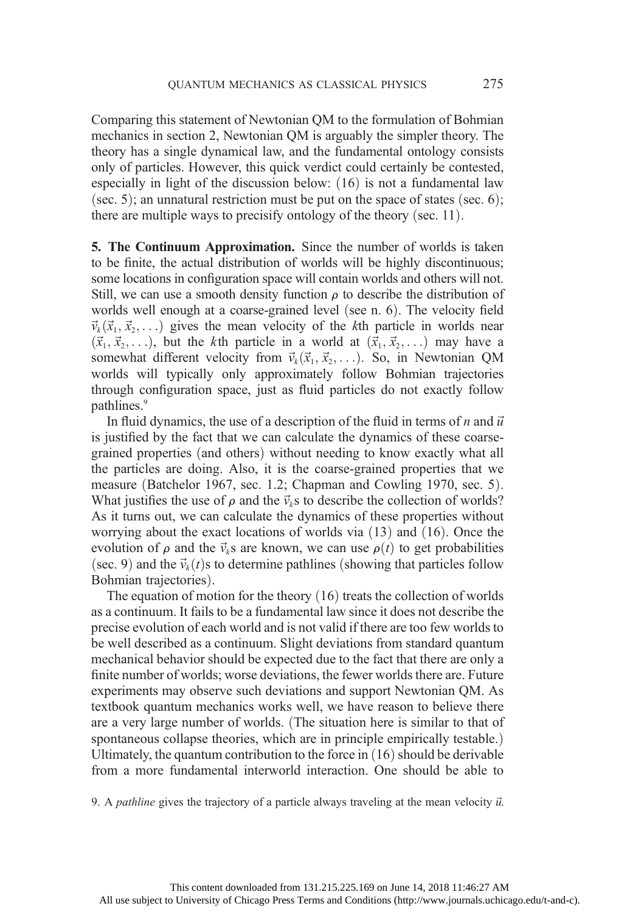Comparing this statement of Newtonian QM to the formulation of Bohmian mechanics in section 2, Newtonian QM is arguably the simpler theory. The theory has a single dynamical law, and the fundamental ontology consists only of particles. However, this quick verdict could certainly be contested, especially in light of the discussion below: (16) is not a fundamental law (sec. 5); an unnatural restriction must be put on the space of states (sec. 6); there are multiple ways to precisify ontology of the theory (sec. 11).

**5. The Continuum Approximation.** Since the number of worlds is taken to be finite, the actual distribution of worlds will be highly discontinuous; some locations in configuration space will contain worlds and others will not. Still, we can use a smooth density function $\rho$ to describe the distribution of worlds well enough at a coarse-grained level (see n. 6). The velocity field $\vec{v}_k(\vec{x}_1, \vec{x}_2, \ldots)$ gives the mean velocity of the $k$th particle in worlds near $(\vec{x}_1, \vec{x}_2, \ldots)$, but the $k$th particle in a world at $(\vec{x}_1, \vec{x}_2, \ldots)$ may have a somewhat different velocity from $\vec{v}_k(\vec{x}_1, \vec{x}_2, \ldots)$. So, in Newtonian QM worlds will typically only approximately follow Bohmian trajectories through configuration space, just as fluid particles do not exactly follow pathlines.[9]

In fluid dynamics, the use of a description of the fluid in terms of $n$ and $\vec{u}$ is justified by the fact that we can calculate the dynamics of these coarse-grained properties (and others) without needing to know exactly what all the particles are doing. Also, it is the coarse-grained properties that we measure (Batchelor 1967, sec. 1.2; Chapman and Cowling 1970, sec. 5). What justifies the use of $\rho$ and the $\vec{v}_k$s to describe the collection of worlds? As it turns out, we can calculate the dynamics of these properties without worrying about the exact locations of worlds via (13) and (16). Once the evolution of $\rho$ and the $\vec{v}_k$s are known, we can use $\rho(t)$ to get probabilities (sec. 9) and the $\vec{v}_k(t)$s to determine pathlines (showing that particles follow Bohmian trajectories).

The equation of motion for the theory (16) treats the collection of worlds as a continuum. It fails to be a fundamental law since it does not describe the precise evolution of each world and is not valid if there are too few worlds to be well described as a continuum. Slight deviations from standard quantum mechanical behavior should be expected due to the fact that there are only a finite number of worlds; worse deviations, the fewer worlds there are. Future experiments may observe such deviations and support Newtonian QM. As textbook quantum mechanics works well, we have reason to believe there are a very large number of worlds. (The situation here is similar to that of spontaneous collapse theories, which are in principle empirically testable.) Ultimately, the quantum contribution to the force in (16) should be derivable from a more fundamental interworld interaction. One should be able to

9. A *pathline* gives the trajectory of a particle always traveling at the mean velocity $\vec{u}$.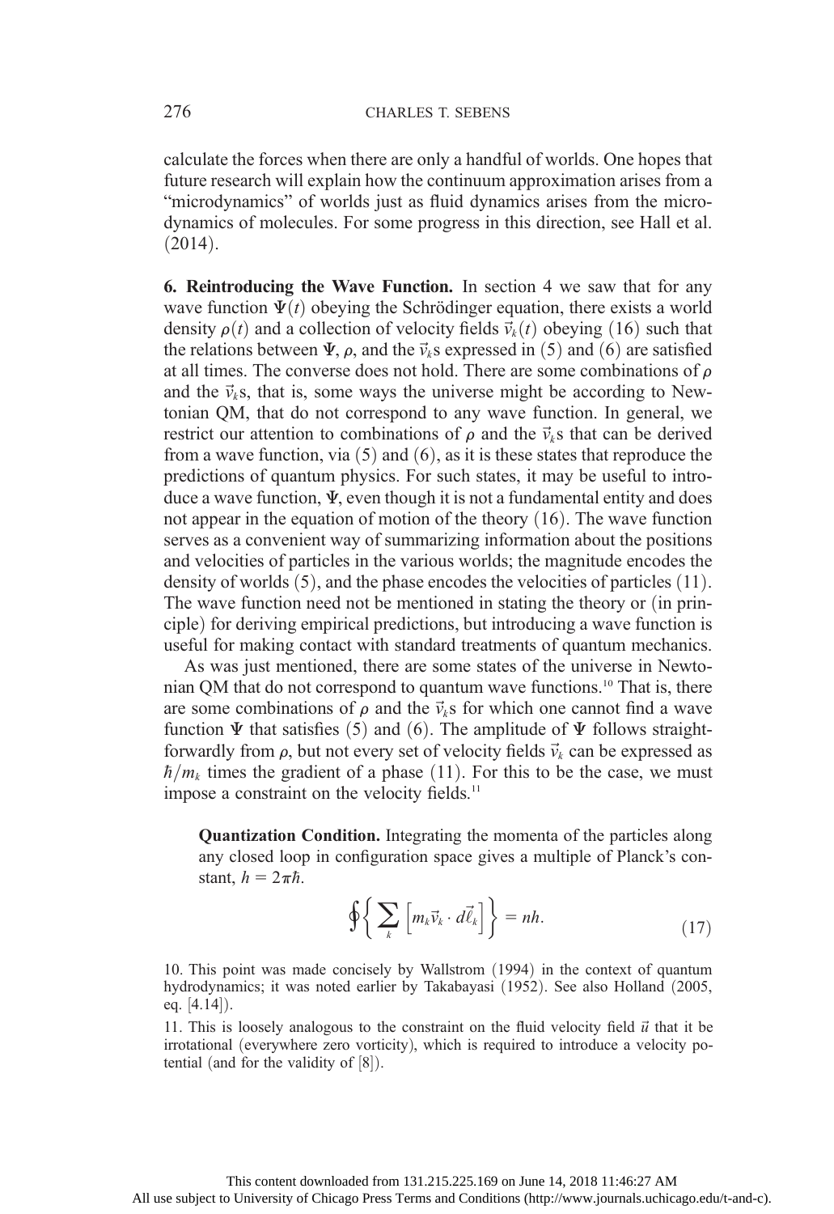calculate the forces when there are only a handful of worlds. One hopes that future research will explain how the continuum approximation arises from a "microdynamics" of worlds just as fluid dynamics arises from the microdynamics of molecules. For some progress in this direction, see Hall et al. (2014).

**6. Reintroducing the Wave Function.** In section 4 we saw that for any wave function $\Psi(t)$ obeying the Schrödinger equation, there exists a world density $\rho(t)$ and a collection of velocity fields $\vec{v}_k(t)$ obeying (16) such that the relations between $\Psi$, $\rho$, and the $\vec{v}_k$s expressed in (5) and (6) are satisfied at all times. The converse does not hold. There are some combinations of $\rho$ and the $\vec{v}_k$s, that is, some ways the universe might be according to Newtonian QM, that do not correspond to any wave function. In general, we restrict our attention to combinations of $\rho$ and the $\vec{v}_k$s that can be derived from a wave function, via (5) and (6), as it is these states that reproduce the predictions of quantum physics. For such states, it may be useful to introduce a wave function, $\Psi$, even though it is not a fundamental entity and does not appear in the equation of motion of the theory (16). The wave function serves as a convenient way of summarizing information about the positions and velocities of particles in the various worlds; the magnitude encodes the density of worlds (5), and the phase encodes the velocities of particles (11). The wave function need not be mentioned in stating the theory or (in principle) for deriving empirical predictions, but introducing a wave function is useful for making contact with standard treatments of quantum mechanics.

As was just mentioned, there are some states of the universe in Newtonian QM that do not correspond to quantum wave functions.[10] That is, there are some combinations of $\rho$ and the $\vec{v}_k$s for which one cannot find a wave function $\Psi$ that satisfies (5) and (6). The amplitude of $\Psi$ follows straightforwardly from $\rho$, but not every set of velocity fields $\vec{v}_k$ can be expressed as $\hbar/m_k$ times the gradient of a phase (11). For this to be the case, we must impose a constraint on the velocity fields.[11]

> **Quantization Condition.** Integrating the momenta of the particles along any closed loop in configuration space gives a multiple of Planck's constant, $h = 2\pi\hbar$.
>
> $$\oint \left\{ \sum_k \left[ m_k \vec{v}_k \cdot d\vec{\ell}_k \right] \right\} = nh. \tag{17}$$

10. This point was made concisely by Wallstrom (1994) in the context of quantum hydrodynamics; it was noted earlier by Takabayasi (1952). See also Holland (2005, eq. [4.14]).

11. This is loosely analogous to the constraint on the fluid velocity field $\vec{u}$ that it be irrotational (everywhere zero vorticity), which is required to introduce a velocity potential (and for the validity of [8]).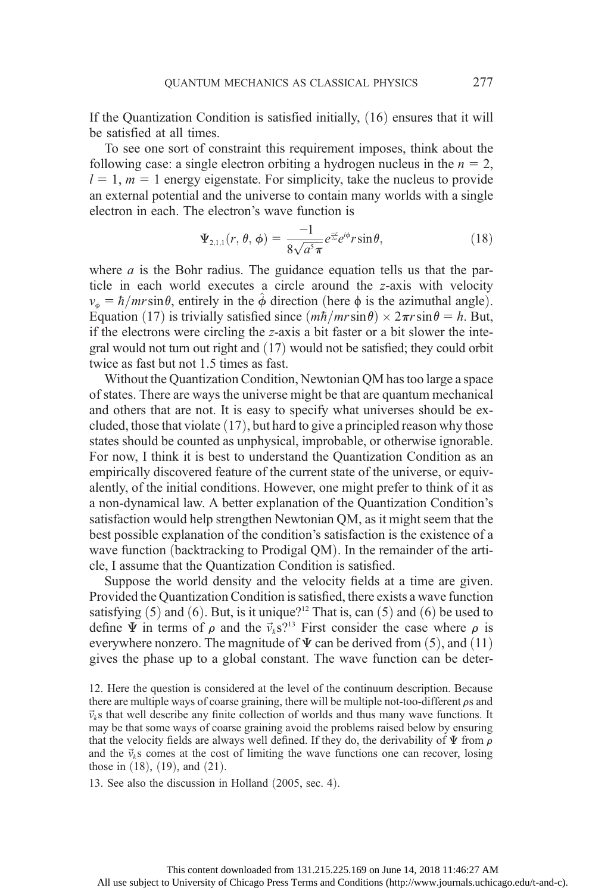If the Quantization Condition is satisfied initially, (16) ensures that it will be satisfied at all times.

To see one sort of constraint this requirement imposes, think about the following case: a single electron orbiting a hydrogen nucleus in the $n = 2$, $l = 1$, $m = 1$ energy eigenstate. For simplicity, take the nucleus to provide an external potential and the universe to contain many worlds with a single electron in each. The electron's wave function is

$$\Psi_{2,1,1}(r, \theta, \phi) = \frac{-1}{8\sqrt{a^5}\pi} e^{\frac{-r}{2a}} e^{i\phi} r \sin\theta, \tag{18}$$

where $a$ is the Bohr radius. The guidance equation tells us that the particle in each world executes a circle around the $z$-axis with velocity $v_\phi = \hbar / mr\sin\theta$, entirely in the $\hat{\phi}$ direction (here $\phi$ is the azimuthal angle). Equation (17) is trivially satisfied since $(m\hbar / mr\sin\theta) \times 2\pi r \sin\theta = h$. But, if the electrons were circling the $z$-axis a bit faster or a bit slower the integral would not turn out right and (17) would not be satisfied; they could orbit twice as fast but not 1.5 times as fast.

Without the Quantization Condition, Newtonian QM has too large a space of states. There are ways the universe might be that are quantum mechanical and others that are not. It is easy to specify what universes should be excluded, those that violate (17), but hard to give a principled reason why those states should be counted as unphysical, improbable, or otherwise ignorable. For now, I think it is best to understand the Quantization Condition as an empirically discovered feature of the current state of the universe, or equivalently, of the initial conditions. However, one might prefer to think of it as a non-dynamical law. A better explanation of the Quantization Condition's satisfaction would help strengthen Newtonian QM, as it might seem that the best possible explanation of the condition's satisfaction is the existence of a wave function (backtracking to Prodigal QM). In the remainder of the article, I assume that the Quantization Condition is satisfied.

Suppose the world density and the velocity fields at a time are given. Provided the Quantization Condition is satisfied, there exists a wave function satisfying (5) and (6). But, is it unique?[12] That is, can (5) and (6) be used to define $\Psi$ in terms of $\rho$ and the $\vec{v}_k$s?[13] First consider the case where $\rho$ is everywhere nonzero. The magnitude of $\Psi$ can be derived from (5), and (11) gives the phase up to a global constant. The wave function can be deter-

12. Here the question is considered at the level of the continuum description. Because there are multiple ways of coarse graining, there will be multiple not-too-different $\rho$s and $\vec{v}_k$s that well describe any finite collection of worlds and thus many wave functions. It may be that some ways of coarse graining avoid the problems raised below by ensuring that the velocity fields are always well defined. If they do, the derivability of $\Psi$ from $\rho$ and the $\vec{v}_k$s comes at the cost of limiting the wave functions one can recover, losing those in (18), (19), and (21).

13. See also the discussion in Holland (2005, sec. 4).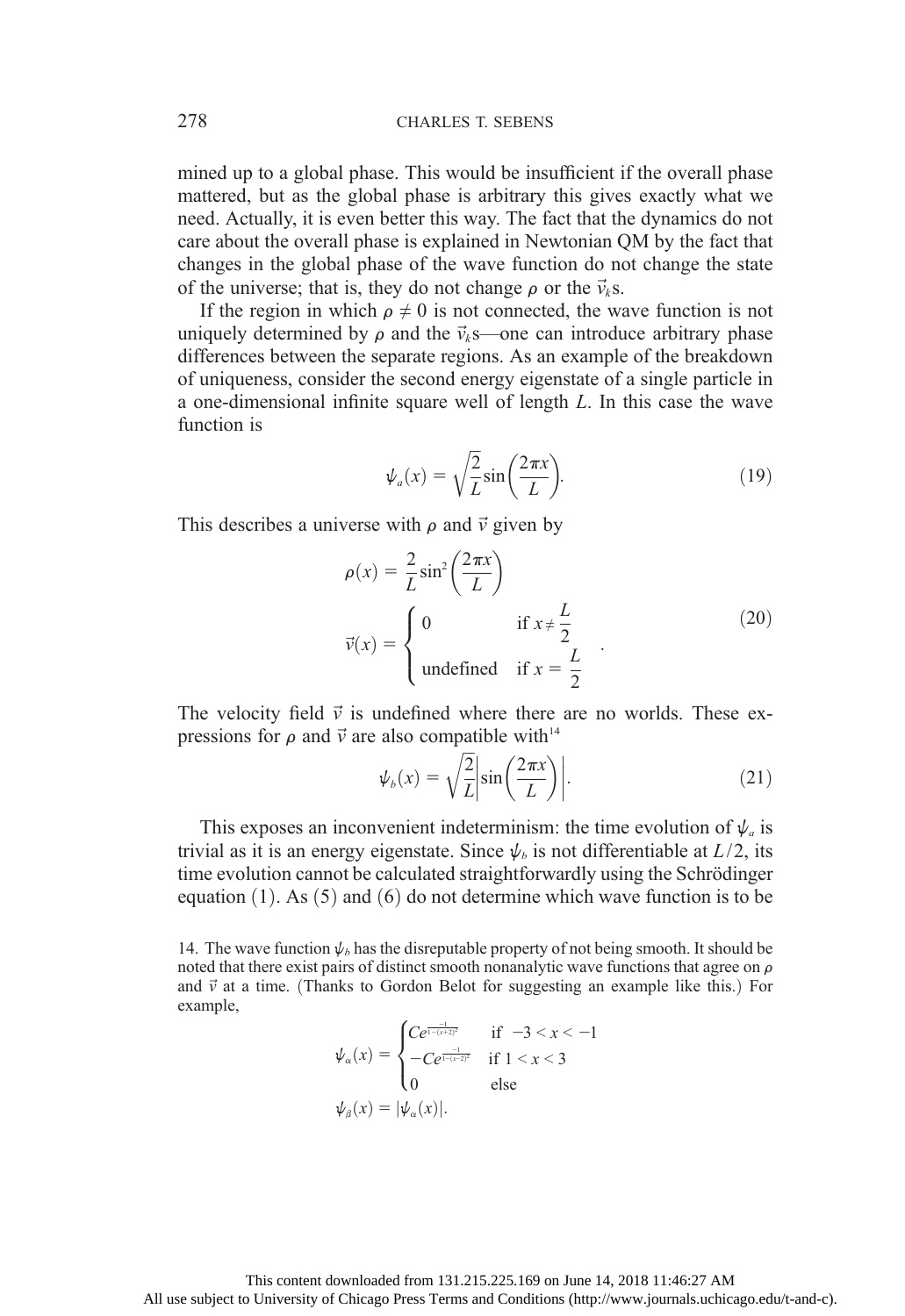mined up to a global phase. This would be insufficient if the overall phase mattered, but as the global phase is arbitrary this gives exactly what we need. Actually, it is even better this way. The fact that the dynamics do not care about the overall phase is explained in Newtonian QM by the fact that changes in the global phase of the wave function do not change the state of the universe; that is, they do not change $\rho$ or the $\vec{v}_k$s.

If the region in which $\rho \neq 0$ is not connected, the wave function is not uniquely determined by $\rho$ and the $\vec{v}_k$s—one can introduce arbitrary phase differences between the separate regions. As an example of the breakdown of uniqueness, consider the second energy eigenstate of a single particle in a one-dimensional infinite square well of length $L$. In this case the wave function is

$$\psi_a(x) = \sqrt{\frac{2}{L}}\sin\left(\frac{2\pi x}{L}\right). \tag{19}$$

This describes a universe with $\rho$ and $\vec{v}$ given by

$$\begin{aligned} \rho(x) &= \frac{2}{L}\sin^2\left(\frac{2\pi x}{L}\right) \\ \vec{v}(x) &= \begin{cases} 0 & \text{if } x \neq \dfrac{L}{2} \\ \text{undefined} & \text{if } x = \dfrac{L}{2} \end{cases} . \end{aligned} \tag{20}$$

The velocity field $\vec{v}$ is undefined where there are no worlds. These expressions for $\rho$ and $\vec{v}$ are also compatible with[14]

$$\psi_b(x) = \sqrt{\frac{2}{L}}\left|\sin\left(\frac{2\pi x}{L}\right)\right|. \tag{21}$$

This exposes an inconvenient indeterminism: the time evolution of $\psi_a$ is trivial as it is an energy eigenstate. Since $\psi_b$ is not differentiable at $L/2$, its time evolution cannot be calculated straightforwardly using the Schrödinger equation (1). As (5) and (6) do not determine which wave function is to be

14. The wave function $\psi_b$ has the disreputable property of not being smooth. It should be noted that there exist pairs of distinct smooth nonanalytic wave functions that agree on $\rho$ and $\vec{v}$ at a time. (Thanks to Gordon Belot for suggesting an example like this.) For example,

$$\begin{aligned} \psi_\alpha(x) &= \begin{cases} Ce^{\frac{-1}{1-(x+2)^2}} & \text{if } -3 < x < -1 \\ -Ce^{\frac{-1}{1-(x-2)^2}} & \text{if } 1 < x < 3 \\ 0 & \text{else} \end{cases} \\ \psi_\beta(x) &= |\psi_\alpha(x)|. \end{aligned}$$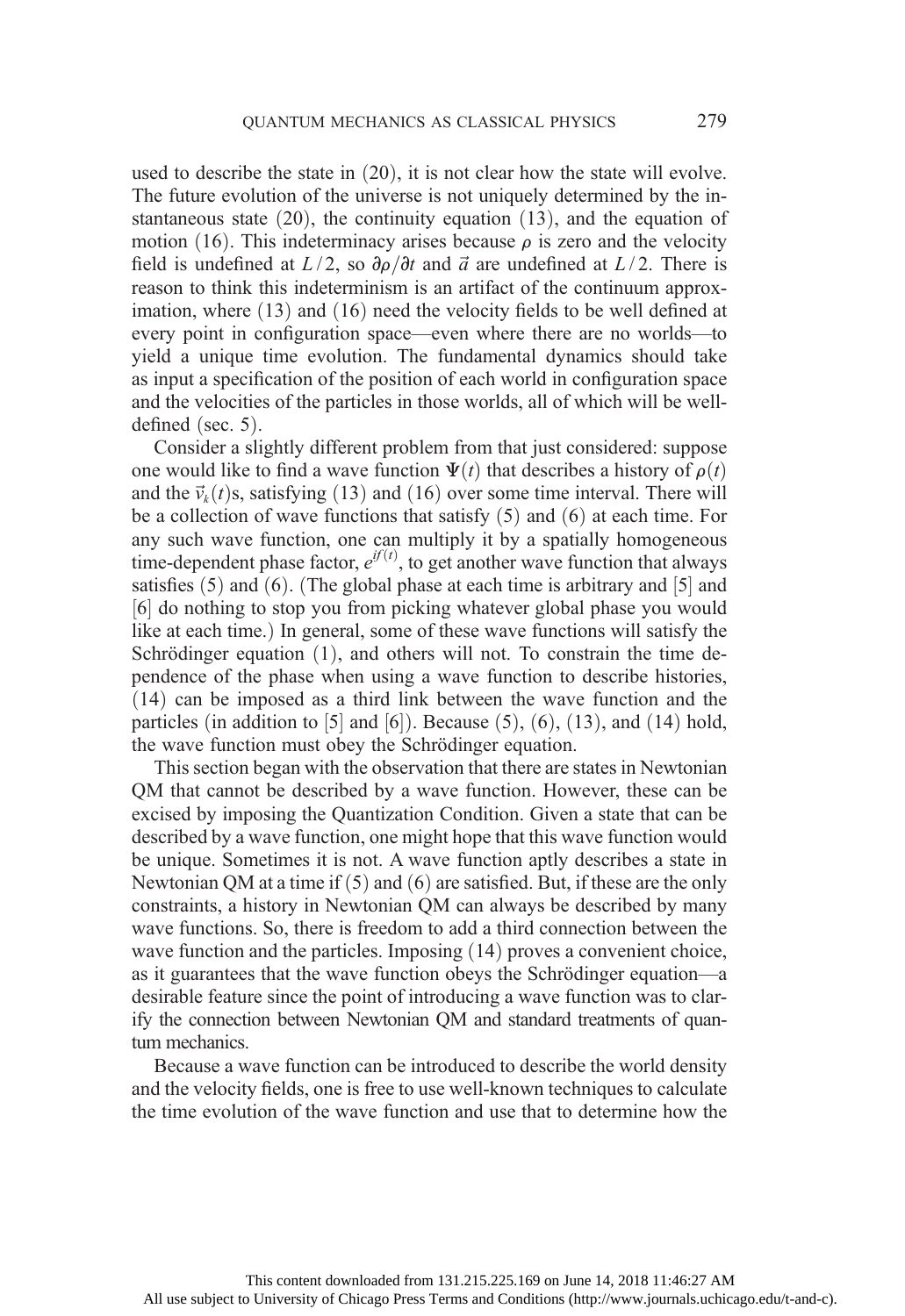used to describe the state in (20), it is not clear how the state will evolve. The future evolution of the universe is not uniquely determined by the instantaneous state (20), the continuity equation (13), and the equation of motion (16). This indeterminacy arises because $\rho$ is zero and the velocity field is undefined at $L/2$, so $\partial\rho/\partial t$ and $\vec{a}$ are undefined at $L/2$. There is reason to think this indeterminism is an artifact of the continuum approximation, where (13) and (16) need the velocity fields to be well defined at every point in configuration space—even where there are no worlds—to yield a unique time evolution. The fundamental dynamics should take as input a specification of the position of each world in configuration space and the velocities of the particles in those worlds, all of which will be well-defined (sec. 5).

Consider a slightly different problem from that just considered: suppose one would like to find a wave function $\Psi(t)$ that describes a history of $\rho(t)$ and the $\vec{v}_k(t)$s, satisfying (13) and (16) over some time interval. There will be a collection of wave functions that satisfy (5) and (6) at each time. For any such wave function, one can multiply it by a spatially homogeneous time-dependent phase factor, $e^{if(t)}$, to get another wave function that always satisfies (5) and (6). (The global phase at each time is arbitrary and [5] and [6] do nothing to stop you from picking whatever global phase you would like at each time.) In general, some of these wave functions will satisfy the Schrödinger equation (1), and others will not. To constrain the time dependence of the phase when using a wave function to describe histories, (14) can be imposed as a third link between the wave function and the particles (in addition to [5] and [6]). Because (5), (6), (13), and (14) hold, the wave function must obey the Schrödinger equation.

This section began with the observation that there are states in Newtonian QM that cannot be described by a wave function. However, these can be excised by imposing the Quantization Condition. Given a state that can be described by a wave function, one might hope that this wave function would be unique. Sometimes it is not. A wave function aptly describes a state in Newtonian QM at a time if (5) and (6) are satisfied. But, if these are the only constraints, a history in Newtonian QM can always be described by many wave functions. So, there is freedom to add a third connection between the wave function and the particles. Imposing (14) proves a convenient choice, as it guarantees that the wave function obeys the Schrödinger equation—a desirable feature since the point of introducing a wave function was to clarify the connection between Newtonian QM and standard treatments of quantum mechanics.

Because a wave function can be introduced to describe the world density and the velocity fields, one is free to use well-known techniques to calculate the time evolution of the wave function and use that to determine how the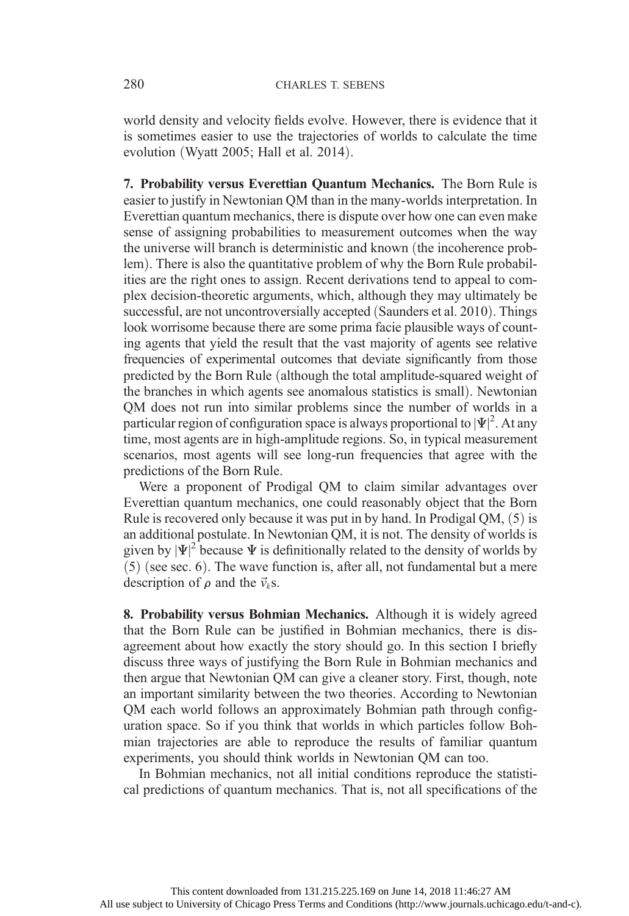world density and velocity fields evolve. However, there is evidence that it is sometimes easier to use the trajectories of worlds to calculate the time evolution (Wyatt 2005; Hall et al. 2014).

**7. Probability versus Everettian Quantum Mechanics.** The Born Rule is easier to justify in Newtonian QM than in the many-worlds interpretation. In Everettian quantum mechanics, there is dispute over how one can even make sense of assigning probabilities to measurement outcomes when the way the universe will branch is deterministic and known (the incoherence problem). There is also the quantitative problem of why the Born Rule probabilities are the right ones to assign. Recent derivations tend to appeal to complex decision-theoretic arguments, which, although they may ultimately be successful, are not uncontroversially accepted (Saunders et al. 2010). Things look worrisome because there are some prima facie plausible ways of counting agents that yield the result that the vast majority of agents see relative frequencies of experimental outcomes that deviate significantly from those predicted by the Born Rule (although the total amplitude-squared weight of the branches in which agents see anomalous statistics is small). Newtonian QM does not run into similar problems since the number of worlds in a particular region of configuration space is always proportional to $|\Psi|^2$. At any time, most agents are in high-amplitude regions. So, in typical measurement scenarios, most agents will see long-run frequencies that agree with the predictions of the Born Rule.

Were a proponent of Prodigal QM to claim similar advantages over Everettian quantum mechanics, one could reasonably object that the Born Rule is recovered only because it was put in by hand. In Prodigal QM, (5) is an additional postulate. In Newtonian QM, it is not. The density of worlds is given by $|\Psi|^2$ because $\Psi$ is definitionally related to the density of worlds by (5) (see sec. 6). The wave function is, after all, not fundamental but a mere description of $\rho$ and the $\vec{v}_k$s.

**8. Probability versus Bohmian Mechanics.** Although it is widely agreed that the Born Rule can be justified in Bohmian mechanics, there is disagreement about how exactly the story should go. In this section I briefly discuss three ways of justifying the Born Rule in Bohmian mechanics and then argue that Newtonian QM can give a cleaner story. First, though, note an important similarity between the two theories. According to Newtonian QM each world follows an approximately Bohmian path through configuration space. So if you think that worlds in which particles follow Bohmian trajectories are able to reproduce the results of familiar quantum experiments, you should think worlds in Newtonian QM can too.

In Bohmian mechanics, not all initial conditions reproduce the statistical predictions of quantum mechanics. That is, not all specifications of the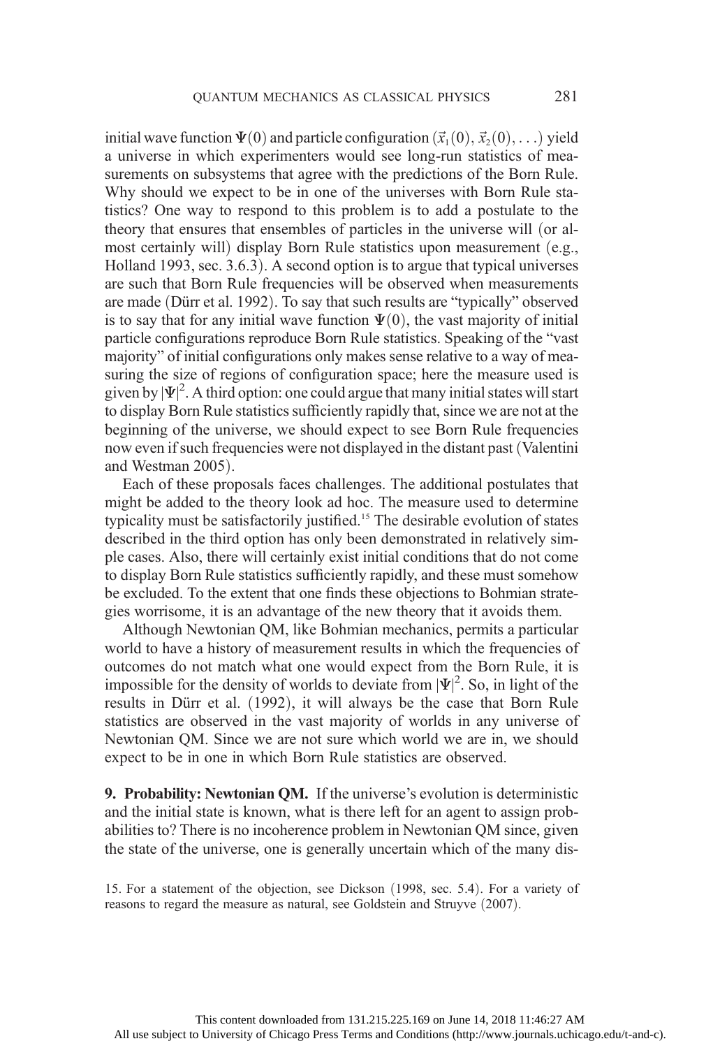initial wave function $\Psi(0)$ and particle configuration $(\vec{x}_1(0), \vec{x}_2(0), \ldots)$ yield a universe in which experimenters would see long-run statistics of measurements on subsystems that agree with the predictions of the Born Rule. Why should we expect to be in one of the universes with Born Rule statistics? One way to respond to this problem is to add a postulate to the theory that ensures that ensembles of particles in the universe will (or almost certainly will) display Born Rule statistics upon measurement (e.g., Holland 1993, sec. 3.6.3). A second option is to argue that typical universes are such that Born Rule frequencies will be observed when measurements are made (Dürr et al. 1992). To say that such results are "typically" observed is to say that for any initial wave function $\Psi(0)$, the vast majority of initial particle configurations reproduce Born Rule statistics. Speaking of the "vast majority" of initial configurations only makes sense relative to a way of measuring the size of regions of configuration space; here the measure used is given by $|\Psi|^2$. A third option: one could argue that many initial states will start to display Born Rule statistics sufficiently rapidly that, since we are not at the beginning of the universe, we should expect to see Born Rule frequencies now even if such frequencies were not displayed in the distant past (Valentini and Westman 2005).

Each of these proposals faces challenges. The additional postulates that might be added to the theory look ad hoc. The measure used to determine typicality must be satisfactorily justified.[15] The desirable evolution of states described in the third option has only been demonstrated in relatively simple cases. Also, there will certainly exist initial conditions that do not come to display Born Rule statistics sufficiently rapidly, and these must somehow be excluded. To the extent that one finds these objections to Bohmian strategies worrisome, it is an advantage of the new theory that it avoids them.

Although Newtonian QM, like Bohmian mechanics, permits a particular world to have a history of measurement results in which the frequencies of outcomes do not match what one would expect from the Born Rule, it is impossible for the density of worlds to deviate from $|\Psi|^2$. So, in light of the results in Dürr et al. (1992), it will always be the case that Born Rule statistics are observed in the vast majority of worlds in any universe of Newtonian QM. Since we are not sure which world we are in, we should expect to be in one in which Born Rule statistics are observed.

**9. Probability: Newtonian QM.** If the universe's evolution is deterministic and the initial state is known, what is there left for an agent to assign probabilities to? There is no incoherence problem in Newtonian QM since, given the state of the universe, one is generally uncertain which of the many dis-

15. For a statement of the objection, see Dickson (1998, sec. 5.4). For a variety of reasons to regard the measure as natural, see Goldstein and Struyve (2007).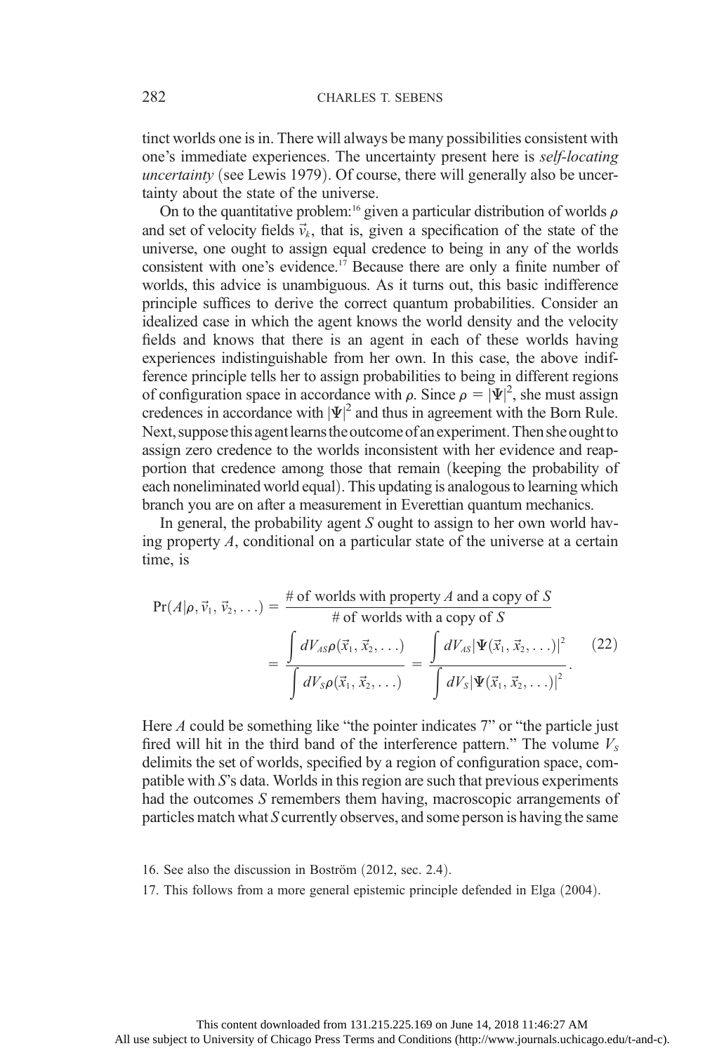tinct worlds one is in. There will always be many possibilities consistent with one's immediate experiences. The uncertainty present here is *self-locating uncertainty* (see Lewis 1979). Of course, there will generally also be uncertainty about the state of the universe.

On to the quantitative problem:[16] given a particular distribution of worlds $\rho$ and set of velocity fields $\vec{v}_k$, that is, given a specification of the state of the universe, one ought to assign equal credence to being in any of the worlds consistent with one's evidence.[17] Because there are only a finite number of worlds, this advice is unambiguous. As it turns out, this basic indifference principle suffices to derive the correct quantum probabilities. Consider an idealized case in which the agent knows the world density and the velocity fields and knows that there is an agent in each of these worlds having experiences indistinguishable from her own. In this case, the above indifference principle tells her to assign probabilities to being in different regions of configuration space in accordance with $\rho$. Since $\rho = |\Psi|^2$, she must assign credences in accordance with $|\Psi|^2$ and thus in agreement with the Born Rule. Next, suppose this agent learns the outcome of an experiment. Then she ought to assign zero credence to the worlds inconsistent with her evidence and reapportion that credence among those that remain (keeping the probability of each noneliminated world equal). This updating is analogous to learning which branch you are on after a measurement in Everettian quantum mechanics.

In general, the probability agent $S$ ought to assign to her own world having property $A$, conditional on a particular state of the universe at a certain time, is

$$\begin{aligned}\Pr(A|\rho, \vec{v}_1, \vec{v}_2, \ldots) &= \frac{\#\text{ of worlds with property } A \text{ and a copy of } S}{\#\text{ of worlds with a copy of } S} \\ &= \frac{\int dV_{AS}\rho(\vec{x}_1, \vec{x}_2, \ldots)}{\int dV_S\rho(\vec{x}_1, \vec{x}_2, \ldots)} = \frac{\int dV_{AS}|\Psi(\vec{x}_1, \vec{x}_2, \ldots)|^2}{\int dV_S|\Psi(\vec{x}_1, \vec{x}_2, \ldots)|^2}. \end{aligned} \tag{22}$$

Here $A$ could be something like "the pointer indicates 7" or "the particle just fired will hit in the third band of the interference pattern." The volume $V_S$ delimits the set of worlds, specified by a region of configuration space, compatible with $S$'s data. Worlds in this region are such that previous experiments had the outcomes $S$ remembers them having, macroscopic arrangements of particles match what $S$ currently observes, and some person is having the same

16. See also the discussion in Boström (2012, sec. 2.4).

17. This follows from a more general epistemic principle defended in Elga (2004).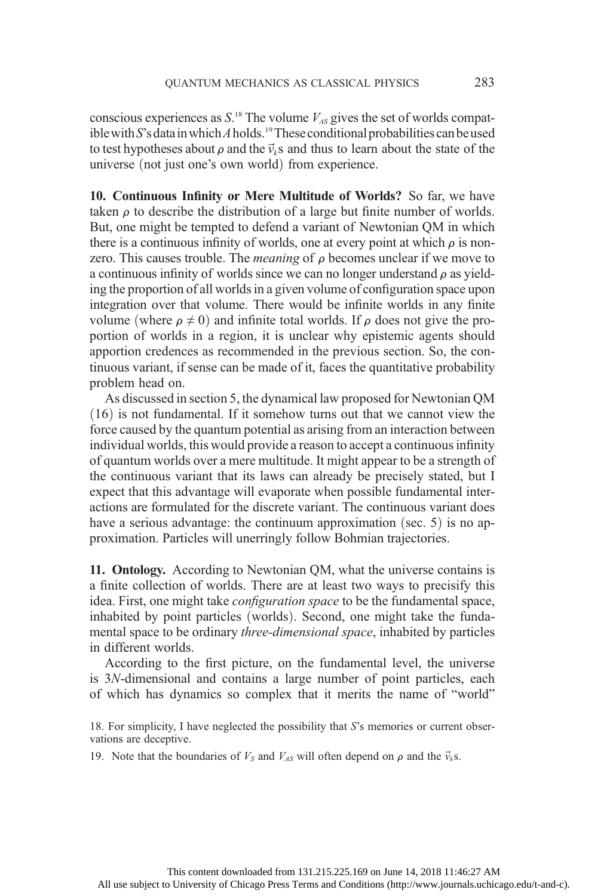conscious experiences as $S$.[18] The volume $V_{AS}$ gives the set of worlds compatible with $S$'s data in which $A$ holds.[19] These conditional probabilities can be used to test hypotheses about $\rho$ and the $\vec{v}_k$s and thus to learn about the state of the universe (not just one's own world) from experience.

**10. Continuous Infinity or Mere Multitude of Worlds?** So far, we have taken $\rho$ to describe the distribution of a large but finite number of worlds. But, one might be tempted to defend a variant of Newtonian QM in which there is a continuous infinity of worlds, one at every point at which $\rho$ is nonzero. This causes trouble. The *meaning* of $\rho$ becomes unclear if we move to a continuous infinity of worlds since we can no longer understand $\rho$ as yielding the proportion of all worlds in a given volume of configuration space upon integration over that volume. There would be infinite worlds in any finite volume (where $\rho \neq 0$) and infinite total worlds. If $\rho$ does not give the proportion of worlds in a region, it is unclear why epistemic agents should apportion credences as recommended in the previous section. So, the continuous variant, if sense can be made of it, faces the quantitative probability problem head on.

As discussed in section 5, the dynamical law proposed for Newtonian QM (16) is not fundamental. If it somehow turns out that we cannot view the force caused by the quantum potential as arising from an interaction between individual worlds, this would provide a reason to accept a continuous infinity of quantum worlds over a mere multitude. It might appear to be a strength of the continuous variant that its laws can already be precisely stated, but I expect that this advantage will evaporate when possible fundamental interactions are formulated for the discrete variant. The continuous variant does have a serious advantage: the continuum approximation (sec. 5) is no approximation. Particles will unerringly follow Bohmian trajectories.

**11. Ontology.** According to Newtonian QM, what the universe contains is a finite collection of worlds. There are at least two ways to precisify this idea. First, one might take *configuration space* to be the fundamental space, inhabited by point particles (worlds). Second, one might take the fundamental space to be ordinary *three-dimensional space*, inhabited by particles in different worlds.

According to the first picture, on the fundamental level, the universe is $3N$-dimensional and contains a large number of point particles, each of which has dynamics so complex that it merits the name of "world"

18. For simplicity, I have neglected the possibility that $S$'s memories or current observations are deceptive.

19. Note that the boundaries of $V_S$ and $V_{AS}$ will often depend on $\rho$ and the $\vec{v}_k$s.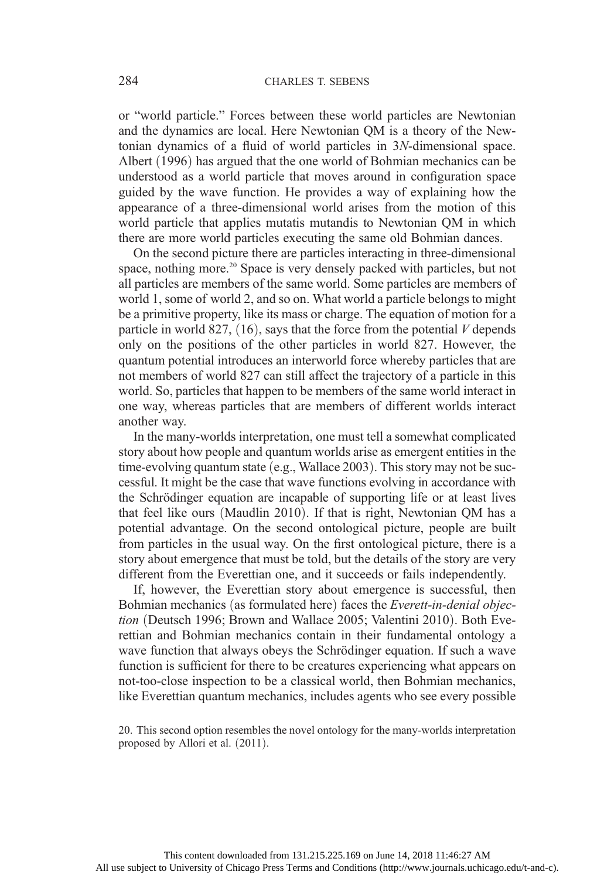or "world particle." Forces between these world particles are Newtonian and the dynamics are local. Here Newtonian QM is a theory of the Newtonian dynamics of a fluid of world particles in $3N$-dimensional space. Albert (1996) has argued that the one world of Bohmian mechanics can be understood as a world particle that moves around in configuration space guided by the wave function. He provides a way of explaining how the appearance of a three-dimensional world arises from the motion of this world particle that applies mutatis mutandis to Newtonian QM in which there are more world particles executing the same old Bohmian dances.

On the second picture there are particles interacting in three-dimensional space, nothing more.[20] Space is very densely packed with particles, but not all particles are members of the same world. Some particles are members of world 1, some of world 2, and so on. What world a particle belongs to might be a primitive property, like its mass or charge. The equation of motion for a particle in world 827, (16), says that the force from the potential $V$ depends only on the positions of the other particles in world 827. However, the quantum potential introduces an interworld force whereby particles that are not members of world 827 can still affect the trajectory of a particle in this world. So, particles that happen to be members of the same world interact in one way, whereas particles that are members of different worlds interact another way.

In the many-worlds interpretation, one must tell a somewhat complicated story about how people and quantum worlds arise as emergent entities in the time-evolving quantum state (e.g., Wallace 2003). This story may not be successful. It might be the case that wave functions evolving in accordance with the Schrödinger equation are incapable of supporting life or at least lives that feel like ours (Maudlin 2010). If that is right, Newtonian QM has a potential advantage. On the second ontological picture, people are built from particles in the usual way. On the first ontological picture, there is a story about emergence that must be told, but the details of the story are very different from the Everettian one, and it succeeds or fails independently.

If, however, the Everettian story about emergence is successful, then Bohmian mechanics (as formulated here) faces the *Everett-in-denial objection* (Deutsch 1996; Brown and Wallace 2005; Valentini 2010). Both Everettian and Bohmian mechanics contain in their fundamental ontology a wave function that always obeys the Schrödinger equation. If such a wave function is sufficient for there to be creatures experiencing what appears on not-too-close inspection to be a classical world, then Bohmian mechanics, like Everettian quantum mechanics, includes agents who see every possible

20. This second option resembles the novel ontology for the many-worlds interpretation proposed by Allori et al. (2011).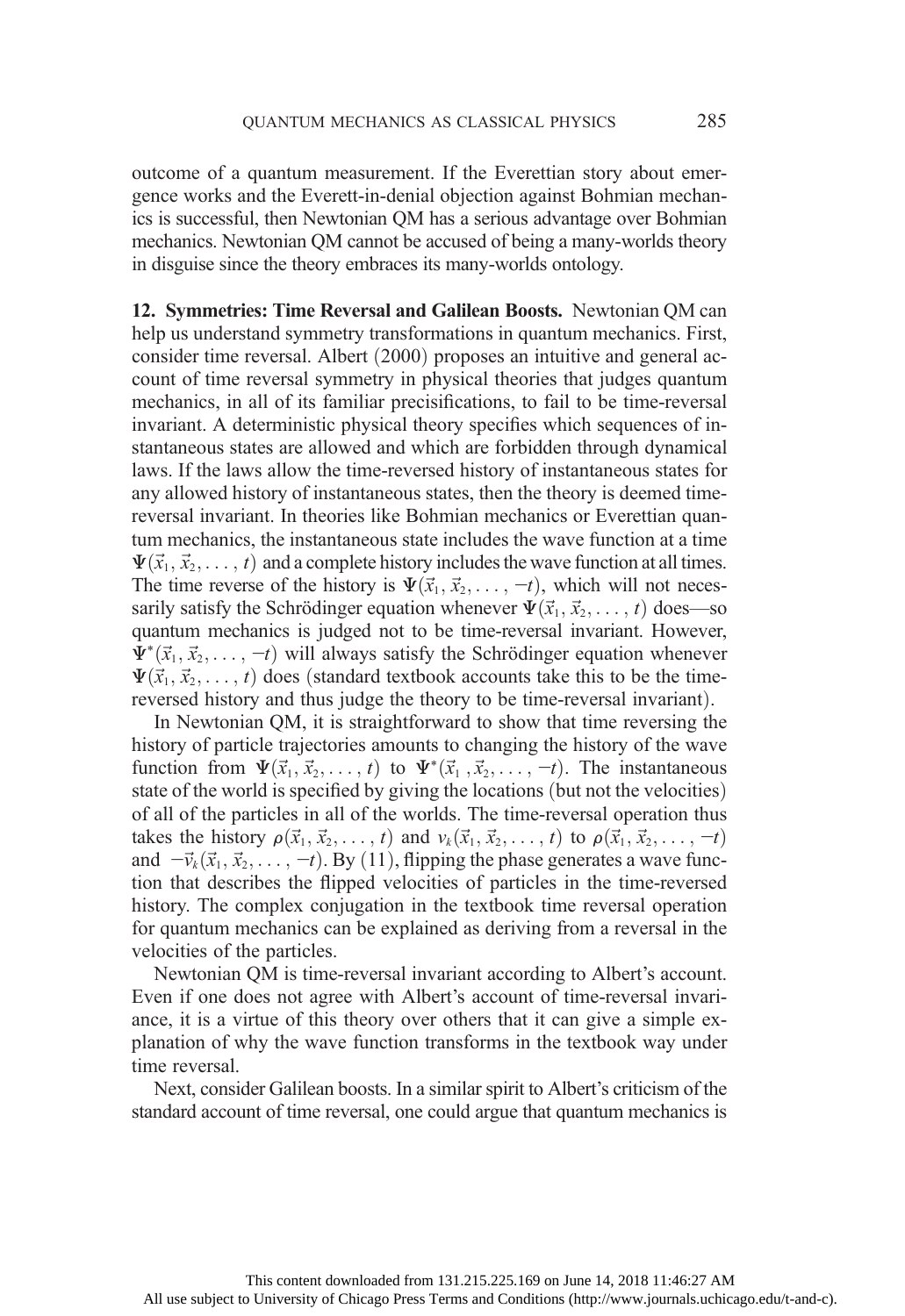outcome of a quantum measurement. If the Everettian story about emergence works and the Everett-in-denial objection against Bohmian mechanics is successful, then Newtonian QM has a serious advantage over Bohmian mechanics. Newtonian QM cannot be accused of being a many-worlds theory in disguise since the theory embraces its many-worlds ontology.

**12. Symmetries: Time Reversal and Galilean Boosts.** Newtonian QM can help us understand symmetry transformations in quantum mechanics. First, consider time reversal. Albert (2000) proposes an intuitive and general account of time reversal symmetry in physical theories that judges quantum mechanics, in all of its familiar precisifications, to fail to be time-reversal invariant. A deterministic physical theory specifies which sequences of instantaneous states are allowed and which are forbidden through dynamical laws. If the laws allow the time-reversed history of instantaneous states for any allowed history of instantaneous states, then the theory is deemed time-reversal invariant. In theories like Bohmian mechanics or Everettian quantum mechanics, the instantaneous state includes the wave function at a time $\Psi(\vec{x}_1, \vec{x}_2, \ldots, t)$ and a complete history includes the wave function at all times. The time reverse of the history is $\Psi(\vec{x}_1, \vec{x}_2, \ldots, -t)$, which will not necessarily satisfy the Schrödinger equation whenever $\Psi(\vec{x}_1, \vec{x}_2, \ldots, t)$ does—so quantum mechanics is judged not to be time-reversal invariant. However, $\Psi^*(\vec{x}_1, \vec{x}_2, \ldots, -t)$ will always satisfy the Schrödinger equation whenever $\Psi(\vec{x}_1, \vec{x}_2, \ldots, t)$ does (standard textbook accounts take this to be the time-reversed history and thus judge the theory to be time-reversal invariant).

In Newtonian QM, it is straightforward to show that time reversing the history of particle trajectories amounts to changing the history of the wave function from $\Psi(\vec{x}_1, \vec{x}_2, \ldots, t)$ to $\Psi^*(\vec{x}_1, \vec{x}_2, \ldots, -t)$. The instantaneous state of the world is specified by giving the locations (but not the velocities) of all of the particles in all of the worlds. The time-reversal operation thus takes the history $\rho(\vec{x}_1, \vec{x}_2, \ldots, t)$ and $v_k(\vec{x}_1, \vec{x}_2, \ldots, t)$ to $\rho(\vec{x}_1, \vec{x}_2, \ldots, -t)$ and $-\vec{v}_k(\vec{x}_1, \vec{x}_2, \ldots, -t)$. By (11), flipping the phase generates a wave function that describes the flipped velocities of particles in the time-reversed history. The complex conjugation in the textbook time reversal operation for quantum mechanics can be explained as deriving from a reversal in the velocities of the particles.

Newtonian QM is time-reversal invariant according to Albert's account. Even if one does not agree with Albert's account of time-reversal invariance, it is a virtue of this theory over others that it can give a simple explanation of why the wave function transforms in the textbook way under time reversal.

Next, consider Galilean boosts. In a similar spirit to Albert's criticism of the standard account of time reversal, one could argue that quantum mechanics is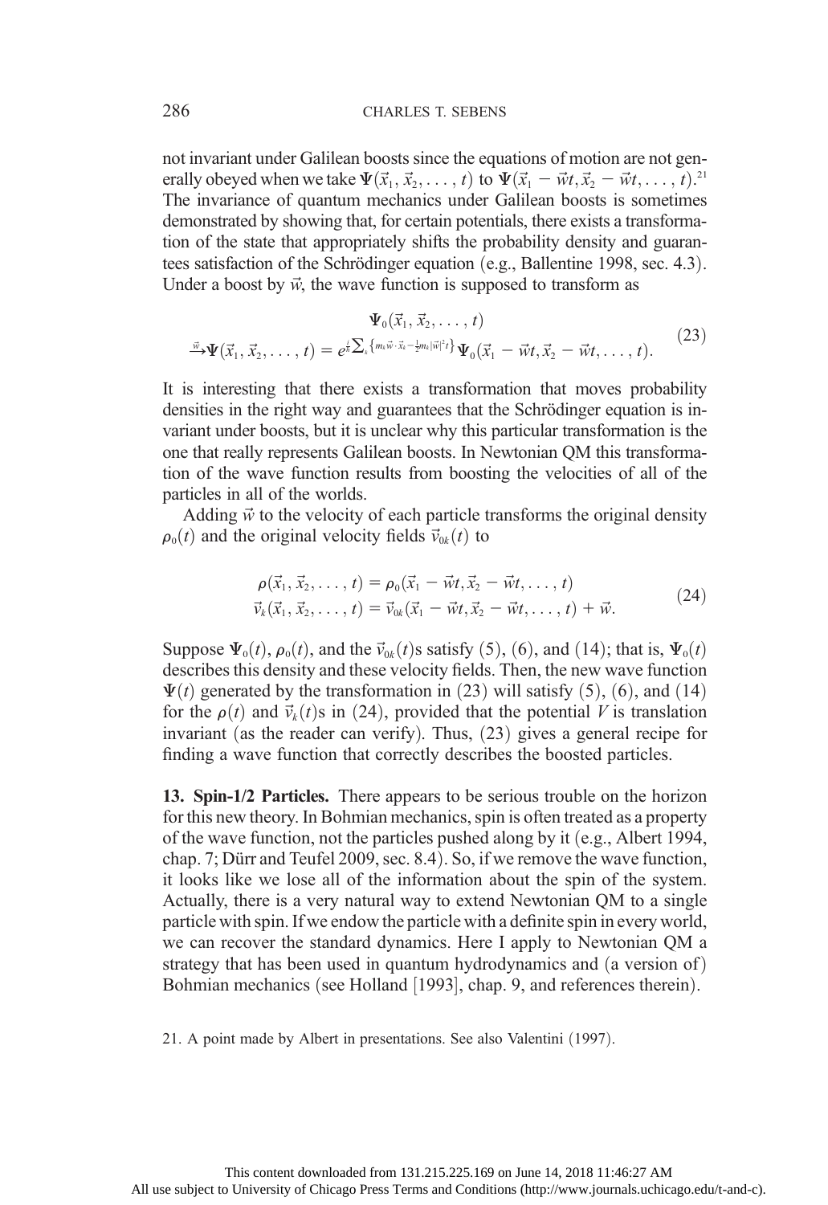not invariant under Galilean boosts since the equations of motion are not generally obeyed when we take $\Psi(\vec{x}_1, \vec{x}_2, \ldots, t)$ to $\Psi(\vec{x}_1 - \vec{w}t, \vec{x}_2 - \vec{w}t, \ldots, t)$.[21] The invariance of quantum mechanics under Galilean boosts is sometimes demonstrated by showing that, for certain potentials, there exists a transformation of the state that appropriately shifts the probability density and guarantees satisfaction of the Schrödinger equation (e.g., Ballentine 1998, sec. 4.3). Under a boost by $\vec{w}$, the wave function is supposed to transform as

$$\begin{aligned} &\Psi_0(\vec{x}_1, \vec{x}_2, \ldots, t) \\ \xrightarrow{\vec{w}} &\Psi(\vec{x}_1, \vec{x}_2, \ldots, t) = e^{\frac{i}{\hbar}\sum_k \{m_k \vec{w}\cdot\vec{x}_k - \frac{1}{2} m_k |\vec{w}|^2 t\}} \Psi_0(\vec{x}_1 - \vec{w}t, \vec{x}_2 - \vec{w}t, \ldots, t). \end{aligned} \tag{23}$$

It is interesting that there exists a transformation that moves probability densities in the right way and guarantees that the Schrödinger equation is invariant under boosts, but it is unclear why this particular transformation is the one that really represents Galilean boosts. In Newtonian QM this transformation of the wave function results from boosting the velocities of all of the particles in all of the worlds.

Adding $\vec{w}$ to the velocity of each particle transforms the original density $\rho_0(t)$ and the original velocity fields $\vec{v}_{0k}(t)$ to

$$\begin{aligned} \rho(\vec{x}_1, \vec{x}_2, \ldots, t) &= \rho_0(\vec{x}_1 - \vec{w}t, \vec{x}_2 - \vec{w}t, \ldots, t) \\ \vec{v}_k(\vec{x}_1, \vec{x}_2, \ldots, t) &= \vec{v}_{0k}(\vec{x}_1 - \vec{w}t, \vec{x}_2 - \vec{w}t, \ldots, t) + \vec{w}. \end{aligned} \tag{24}$$

Suppose $\Psi_0(t)$, $\rho_0(t)$, and the $\vec{v}_{0k}(t)$s satisfy (5), (6), and (14); that is, $\Psi_0(t)$ describes this density and these velocity fields. Then, the new wave function $\Psi(t)$ generated by the transformation in (23) will satisfy (5), (6), and (14) for the $\rho(t)$ and $\vec{v}_k(t)$s in (24), provided that the potential $V$ is translation invariant (as the reader can verify). Thus, (23) gives a general recipe for finding a wave function that correctly describes the boosted particles.

**13. Spin-1/2 Particles.** There appears to be serious trouble on the horizon for this new theory. In Bohmian mechanics, spin is often treated as a property of the wave function, not the particles pushed along by it (e.g., Albert 1994, chap. 7; Dürr and Teufel 2009, sec. 8.4). So, if we remove the wave function, it looks like we lose all of the information about the spin of the system. Actually, there is a very natural way to extend Newtonian QM to a single particle with spin. If we endow the particle with a definite spin in every world, we can recover the standard dynamics. Here I apply to Newtonian QM a strategy that has been used in quantum hydrodynamics and (a version of) Bohmian mechanics (see Holland [1993], chap. 9, and references therein).

21. A point made by Albert in presentations. See also Valentini (1997).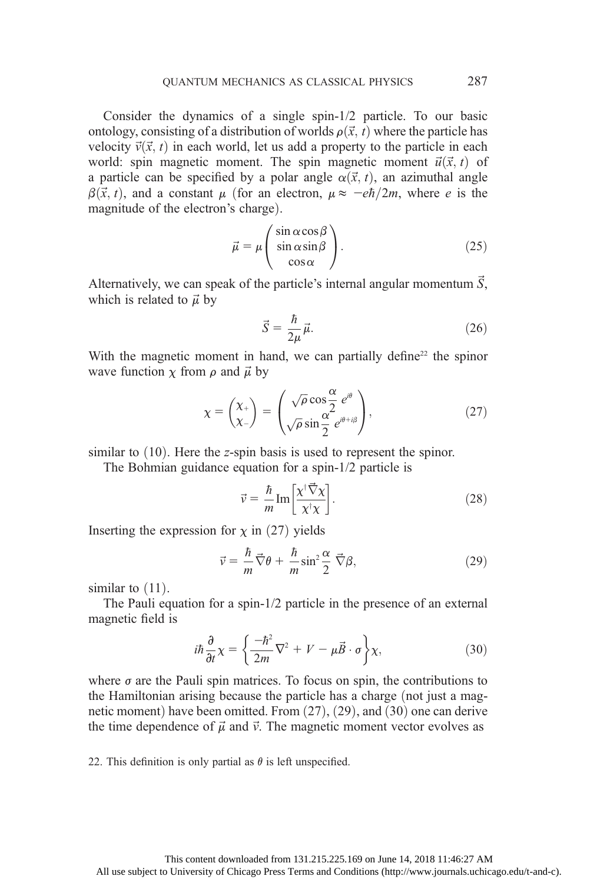Consider the dynamics of a single spin-1/2 particle. To our basic ontology, consisting of a distribution of worlds $\rho(\vec{x}, t)$ where the particle has velocity $\vec{v}(\vec{x}, t)$ in each world, let us add a property to the particle in each world: spin magnetic moment. The spin magnetic moment $\vec{u}(\vec{x}, t)$ of a particle can be specified by a polar angle $\alpha(\vec{x}, t)$, an azimuthal angle $\beta(\vec{x}, t)$, and a constant $\mu$ (for an electron, $\mu \approx -e\hbar/2m$, where $e$ is the magnitude of the electron's charge).

$$\vec{\mu} = \mu \begin{pmatrix} \sin\alpha\cos\beta \\ \sin\alpha\sin\beta \\ \cos\alpha \end{pmatrix}. \tag{25}$$

Alternatively, we can speak of the particle's internal angular momentum $\vec{S}$, which is related to $\vec{\mu}$ by

$$\vec{S} = \frac{\hbar}{2\mu}\vec{\mu}. \tag{26}$$

With the magnetic moment in hand, we can partially define[22] the spinor wave function $\chi$ from $\rho$ and $\vec{\mu}$ by

$$\chi = \begin{pmatrix} \chi_+ \\ \chi_- \end{pmatrix} = \begin{pmatrix} \sqrt{\rho}\cos\dfrac{\alpha}{2}\, e^{i\theta} \\ \sqrt{\rho}\sin\dfrac{\alpha}{2}\, e^{i\theta+i\beta} \end{pmatrix}, \tag{27}$$

similar to (10). Here the $z$-spin basis is used to represent the spinor.

The Bohmian guidance equation for a spin-1/2 particle is

$$\vec{v} = \frac{\hbar}{m}\mathrm{Im}\left[\frac{\chi^{\dagger}\vec{\nabla}\chi}{\chi^{\dagger}\chi}\right]. \tag{28}$$

Inserting the expression for $\chi$ in (27) yields

$$\vec{v} = \frac{\hbar}{m}\vec{\nabla}\theta + \frac{\hbar}{m}\sin^2\frac{\alpha}{2}\,\vec{\nabla}\beta, \tag{29}$$

similar to (11).

The Pauli equation for a spin-1/2 particle in the presence of an external magnetic field is

$$i\hbar\frac{\partial}{\partial t}\chi = \left\{\frac{-\hbar^2}{2m}\nabla^2 + V - \mu\vec{B}\cdot\sigma\right\}\chi, \tag{30}$$

where $\sigma$ are the Pauli spin matrices. To focus on spin, the contributions to the Hamiltonian arising because the particle has a charge (not just a magnetic moment) have been omitted. From (27), (29), and (30) one can derive the time dependence of $\vec{\mu}$ and $\vec{v}$. The magnetic moment vector evolves as

22. This definition is only partial as $\theta$ is left unspecified.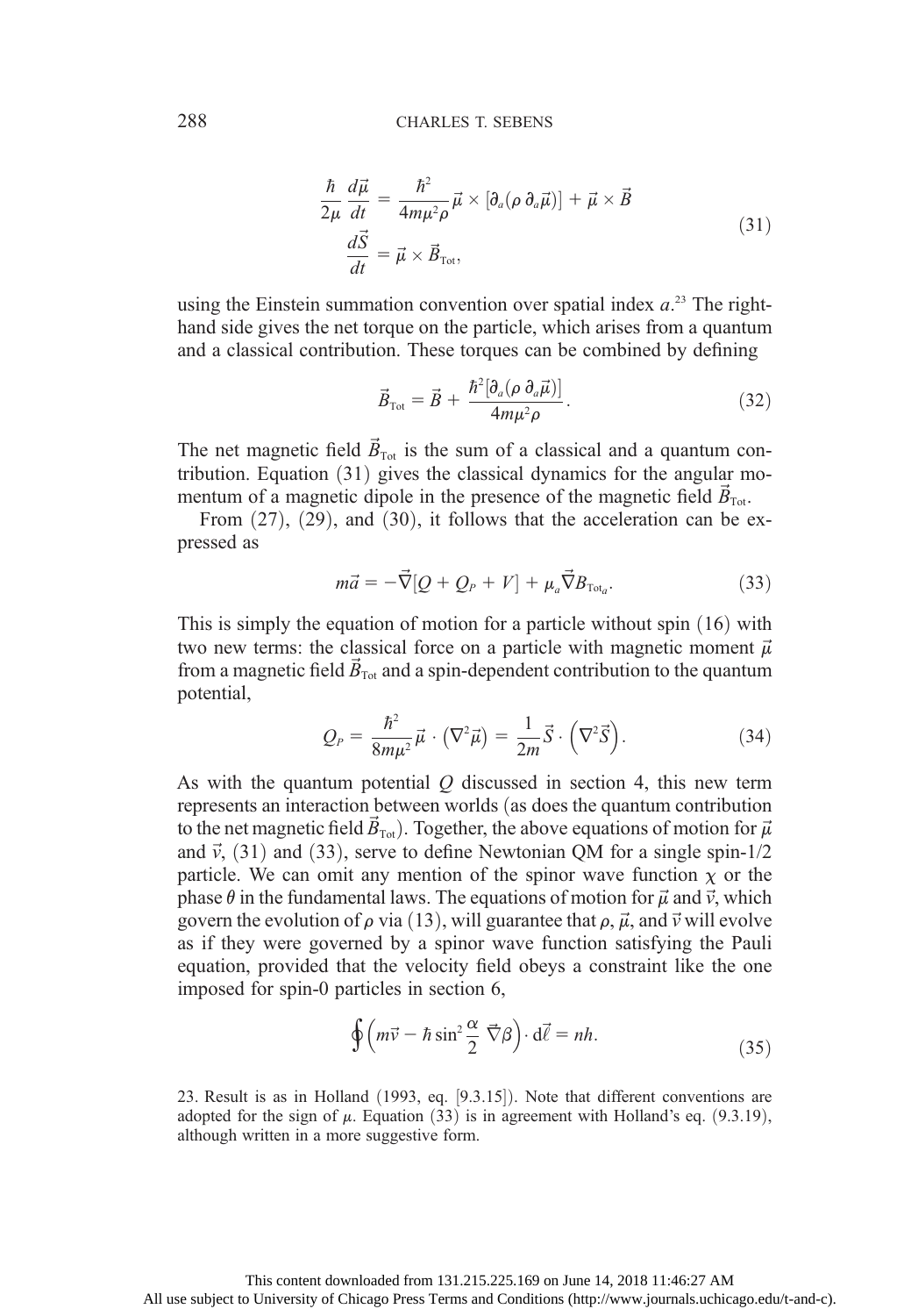$$
\begin{aligned}
\frac{\hbar}{2\mu}\frac{d\vec{\mu}}{dt} &= \frac{\hbar^2}{4m\mu^2\rho}\vec{\mu}\times[\partial_a(\rho\,\partial_a\vec{\mu})] + \vec{\mu}\times\vec{B} \\
\frac{d\vec{S}}{dt} &= \vec{\mu}\times\vec{B}_{\text{Tot}},
\end{aligned}
\tag{31}
$$

using the Einstein summation convention over spatial index $a$.[23] The right-hand side gives the net torque on the particle, which arises from a quantum and a classical contribution. These torques can be combined by defining

$$
\vec{B}_{\text{Tot}} = \vec{B} + \frac{\hbar^2[\partial_a(\rho\,\partial_a\vec{\mu})]}{4m\mu^2\rho}. \tag{32}
$$

The net magnetic field $\vec{B}_{\text{Tot}}$ is the sum of a classical and a quantum contribution. Equation (31) gives the classical dynamics for the angular momentum of a magnetic dipole in the presence of the magnetic field $\vec{B}_{\text{Tot}}$.

From (27), (29), and (30), it follows that the acceleration can be expressed as

$$
m\vec{a} = -\vec{\nabla}[Q + Q_P + V] + \mu_a\vec{\nabla}B_{\text{Tot}_a}. \tag{33}
$$

This is simply the equation of motion for a particle without spin (16) with two new terms: the classical force on a particle with magnetic moment $\vec{\mu}$ from a magnetic field $\vec{B}_{\text{Tot}}$ and a spin-dependent contribution to the quantum potential,

$$
Q_P = \frac{\hbar^2}{8m\mu^2}\vec{\mu}\cdot\left(\nabla^2\vec{\mu}\right) = \frac{1}{2m}\vec{S}\cdot\left(\nabla^2\vec{S}\right). \tag{34}
$$

As with the quantum potential $Q$ discussed in section 4, this new term represents an interaction between worlds (as does the quantum contribution to the net magnetic field $\vec{B}_{\text{Tot}}$). Together, the above equations of motion for $\vec{\mu}$ and $\vec{v}$, (31) and (33), serve to define Newtonian QM for a single spin-1/2 particle. We can omit any mention of the spinor wave function $\chi$ or the phase $\theta$ in the fundamental laws. The equations of motion for $\vec{\mu}$ and $\vec{v}$, which govern the evolution of $\rho$ via (13), will guarantee that $\rho$, $\vec{\mu}$, and $\vec{v}$ will evolve as if they were governed by a spinor wave function satisfying the Pauli equation, provided that the velocity field obeys a constraint like the one imposed for spin-0 particles in section 6,

$$
\oint\left(m\vec{v} - \hbar\sin^2\frac{\alpha}{2}\,\vec{\nabla}\beta\right)\cdot d\vec{\ell} = nh. \tag{35}
$$

23. Result is as in Holland (1993, eq. [9.3.15]). Note that different conventions are adopted for the sign of $\mu$. Equation (33) is in agreement with Holland's eq. (9.3.19), although written in a more suggestive form.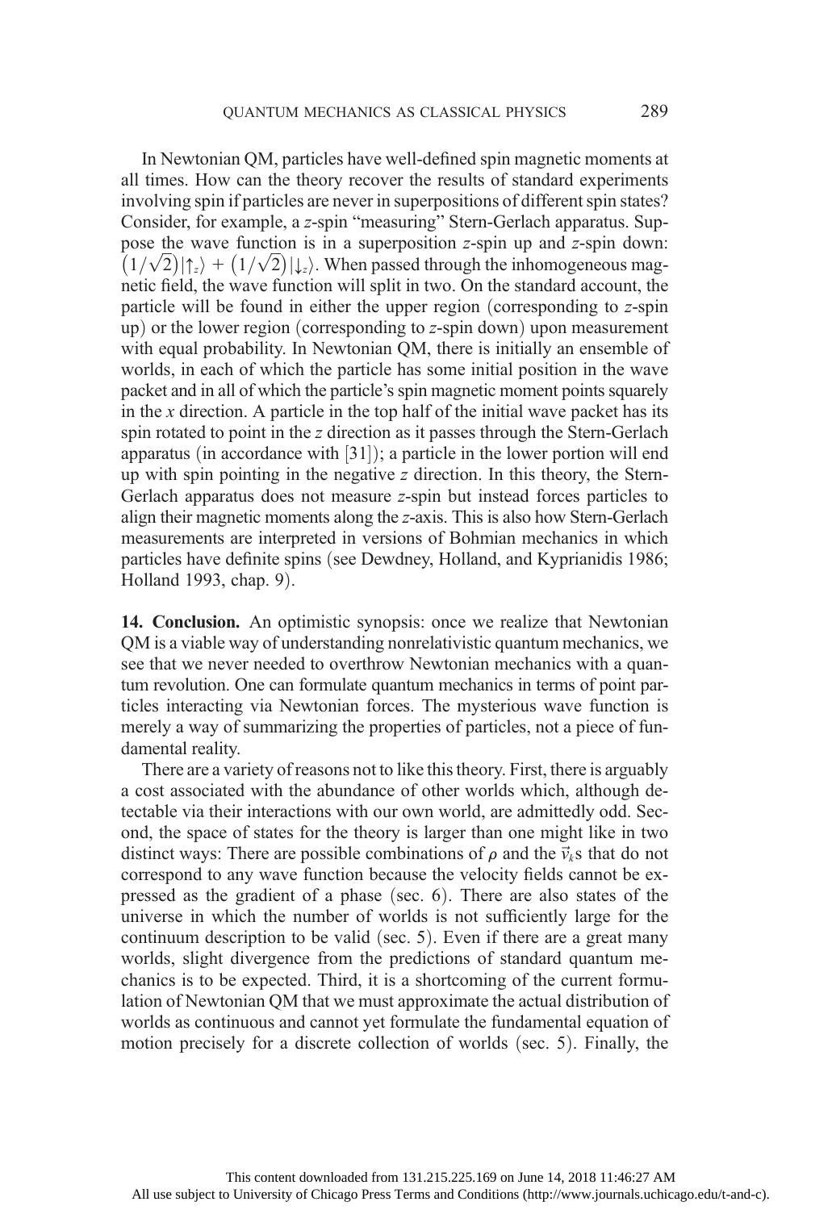In Newtonian QM, particles have well-defined spin magnetic moments at all times. How can the theory recover the results of standard experiments involving spin if particles are never in superpositions of different spin states? Consider, for example, a $z$-spin "measuring" Stern-Gerlach apparatus. Suppose the wave function is in a superposition $z$-spin up and $z$-spin down: $(1/\sqrt{2})|\uparrow_z\rangle + (1/\sqrt{2})|\downarrow_z\rangle$. When passed through the inhomogeneous magnetic field, the wave function will split in two. On the standard account, the particle will be found in either the upper region (corresponding to $z$-spin up) or the lower region (corresponding to $z$-spin down) upon measurement with equal probability. In Newtonian QM, there is initially an ensemble of worlds, in each of which the particle has some initial position in the wave packet and in all of which the particle's spin magnetic moment points squarely in the $x$ direction. A particle in the top half of the initial wave packet has its spin rotated to point in the $z$ direction as it passes through the Stern-Gerlach apparatus (in accordance with [31]); a particle in the lower portion will end up with spin pointing in the negative $z$ direction. In this theory, the Stern-Gerlach apparatus does not measure $z$-spin but instead forces particles to align their magnetic moments along the $z$-axis. This is also how Stern-Gerlach measurements are interpreted in versions of Bohmian mechanics in which particles have definite spins (see Dewdney, Holland, and Kyprianidis 1986; Holland 1993, chap. 9).

## 14. Conclusion.

An optimistic synopsis: once we realize that Newtonian QM is a viable way of understanding nonrelativistic quantum mechanics, we see that we never needed to overthrow Newtonian mechanics with a quantum revolution. One can formulate quantum mechanics in terms of point particles interacting via Newtonian forces. The mysterious wave function is merely a way of summarizing the properties of particles, not a piece of fundamental reality.

There are a variety of reasons not to like this theory. First, there is arguably a cost associated with the abundance of other worlds which, although detectable via their interactions with our own world, are admittedly odd. Second, the space of states for the theory is larger than one might like in two distinct ways: There are possible combinations of $\rho$ and the $\vec{v}_k$s that do not correspond to any wave function because the velocity fields cannot be expressed as the gradient of a phase (sec. 6). There are also states of the universe in which the number of worlds is not sufficiently large for the continuum description to be valid (sec. 5). Even if there are a great many worlds, slight divergence from the predictions of standard quantum mechanics is to be expected. Third, it is a shortcoming of the current formulation of Newtonian QM that we must approximate the actual distribution of worlds as continuous and cannot yet formulate the fundamental equation of motion precisely for a discrete collection of worlds (sec. 5). Finally, the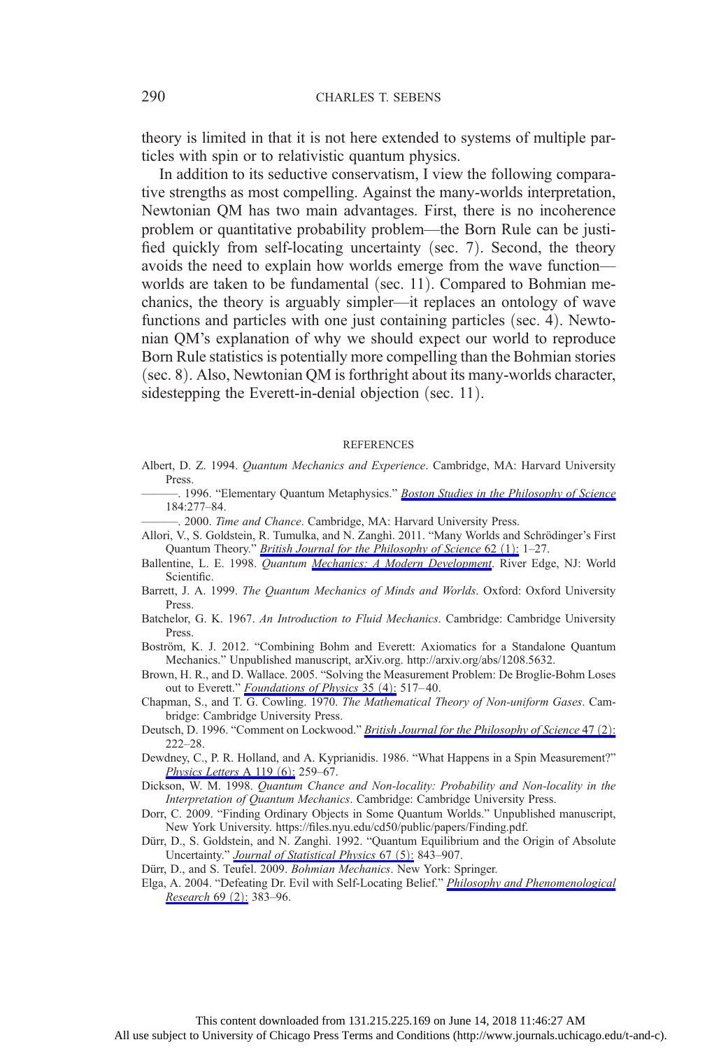theory is limited in that it is not here extended to systems of multiple particles with spin or to relativistic quantum physics.

In addition to its seductive conservatism, I view the following comparative strengths as most compelling. Against the many-worlds interpretation, Newtonian QM has two main advantages. First, there is no incoherence problem or quantitative probability problem—the Born Rule can be justified quickly from self-locating uncertainty (sec. 7). Second, the theory avoids the need to explain how worlds emerge from the wave function—worlds are taken to be fundamental (sec. 11). Compared to Bohmian mechanics, the theory is arguably simpler—it replaces an ontology of wave functions and particles with one just containing particles (sec. 4). Newtonian QM's explanation of why we should expect our world to reproduce Born Rule statistics is potentially more compelling than the Bohmian stories (sec. 8). Also, Newtonian QM is forthright about its many-worlds character, sidestepping the Everett-in-denial objection (sec. 11).

## REFERENCES

Albert, D. Z. 1994. *Quantum Mechanics and Experience*. Cambridge, MA: Harvard University Press.

———. 1996. "Elementary Quantum Metaphysics." *Boston Studies in the Philosophy of Science* 184:277–84.

———. 2000. *Time and Chance*. Cambridge, MA: Harvard University Press.

Allori, V., S. Goldstein, R. Tumulka, and N. Zanghì. 2011. "Many Worlds and Schrödinger's First Quantum Theory." *British Journal for the Philosophy of Science* 62 (1): 1–27.

Ballentine, L. E. 1998. *Quantum Mechanics: A Modern Development*. River Edge, NJ: World Scientific.

Barrett, J. A. 1999. *The Quantum Mechanics of Minds and Worlds*. Oxford: Oxford University Press.

Batchelor, G. K. 1967. *An Introduction to Fluid Mechanics*. Cambridge: Cambridge University Press.

Boström, K. J. 2012. "Combining Bohm and Everett: Axiomatics for a Standalone Quantum Mechanics." Unpublished manuscript, arXiv.org. http://arxiv.org/abs/1208.5632.

Brown, H. R., and D. Wallace. 2005. "Solving the Measurement Problem: De Broglie-Bohm Loses out to Everett." *Foundations of Physics* 35 (4): 517–40.

Chapman, S., and T. G. Cowling. 1970. *The Mathematical Theory of Non-uniform Gases*. Cambridge: Cambridge University Press.

Deutsch, D. 1996. "Comment on Lockwood." *British Journal for the Philosophy of Science* 47 (2): 222–28.

Dewdney, C., P. R. Holland, and A. Kyprianidis. 1986. "What Happens in a Spin Measurement?" *Physics Letters* A 119 (6): 259–67.

Dickson, W. M. 1998. *Quantum Chance and Non-locality: Probability and Non-locality in the Interpretation of Quantum Mechanics*. Cambridge: Cambridge University Press.

Dorr, C. 2009. "Finding Ordinary Objects in Some Quantum Worlds." Unpublished manuscript, New York University. https://files.nyu.edu/cd50/public/papers/Finding.pdf.

Dürr, D., S. Goldstein, and N. Zanghì. 1992. "Quantum Equilibrium and the Origin of Absolute Uncertainty." *Journal of Statistical Physics* 67 (5): 843–907.

Dürr, D., and S. Teufel. 2009. *Bohmian Mechanics*. New York: Springer.

Elga, A. 2004. "Defeating Dr. Evil with Self-Locating Belief." *Philosophy and Phenomenological Research* 69 (2): 383–96.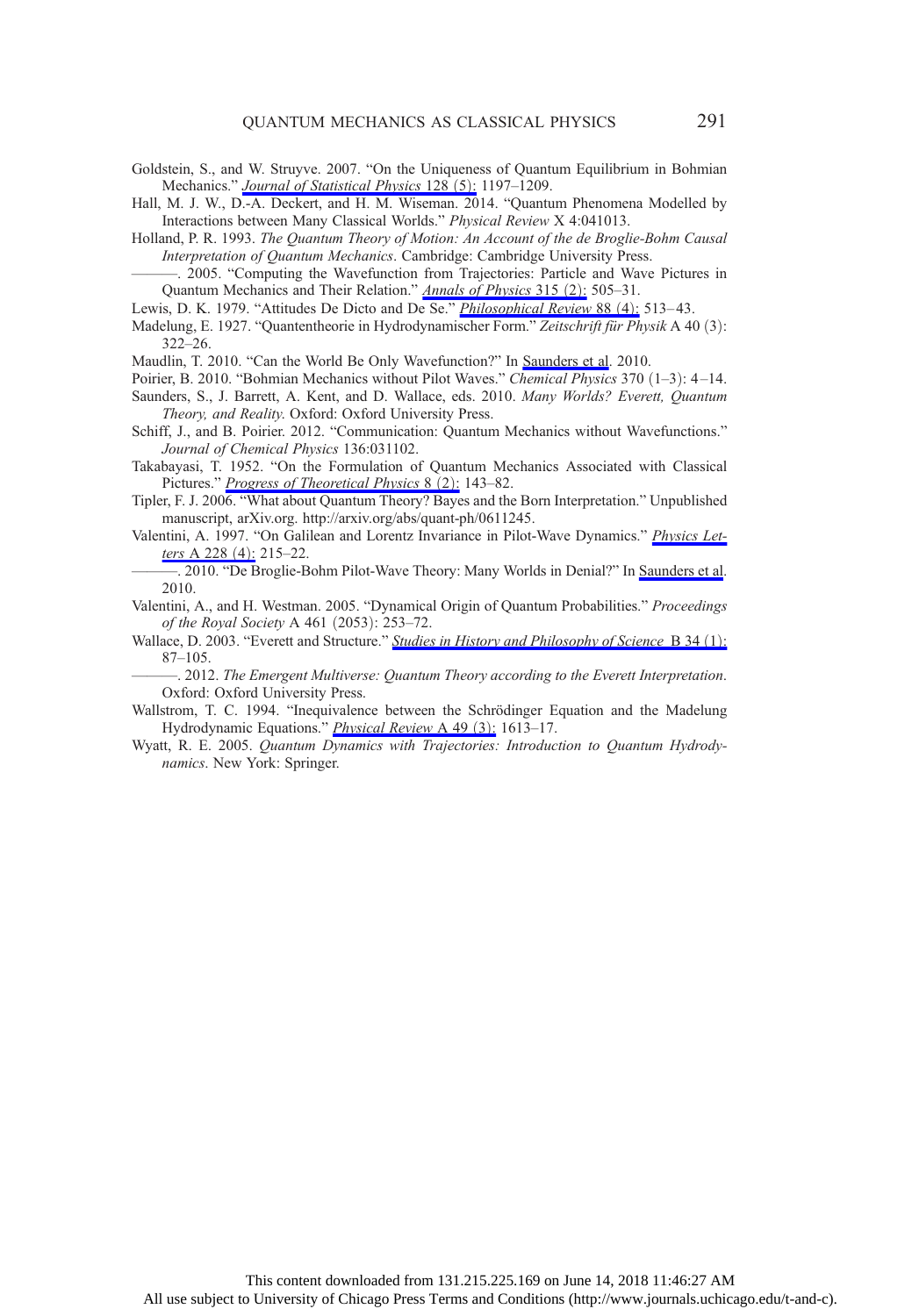Goldstein, S., and W. Struyve. 2007. "On the Uniqueness of Quantum Equilibrium in Bohmian Mechanics." *Journal of Statistical Physics* 128 (5): 1197–1209.

Hall, M. J. W., D.-A. Deckert, and H. M. Wiseman. 2014. "Quantum Phenomena Modelled by Interactions between Many Classical Worlds." *Physical Review* X 4:041013.

Holland, P. R. 1993. *The Quantum Theory of Motion: An Account of the de Broglie-Bohm Causal Interpretation of Quantum Mechanics*. Cambridge: Cambridge University Press.

———. 2005. "Computing the Wavefunction from Trajectories: Particle and Wave Pictures in Quantum Mechanics and Their Relation." *Annals of Physics* 315 (2): 505–31.

Lewis, D. K. 1979. "Attitudes De Dicto and De Se." *Philosophical Review* 88 (4): 513–43.

Madelung, E. 1927. "Quantentheorie in Hydrodynamischer Form." *Zeitschrift für Physik* A 40 (3): 322–26.

Maudlin, T. 2010. "Can the World Be Only Wavefunction?" In Saunders et al. 2010.

Poirier, B. 2010. "Bohmian Mechanics without Pilot Waves." *Chemical Physics* 370 (1–3): 4–14.

Saunders, S., J. Barrett, A. Kent, and D. Wallace, eds. 2010. *Many Worlds? Everett, Quantum Theory, and Reality.* Oxford: Oxford University Press.

Schiff, J., and B. Poirier. 2012. "Communication: Quantum Mechanics without Wavefunctions." *Journal of Chemical Physics* 136:031102.

Takabayasi, T. 1952. "On the Formulation of Quantum Mechanics Associated with Classical Pictures." *Progress of Theoretical Physics* 8 (2): 143–82.

Tipler, F. J. 2006. "What about Quantum Theory? Bayes and the Born Interpretation." Unpublished manuscript, arXiv.org. http://arxiv.org/abs/quant-ph/0611245.

Valentini, A. 1997. "On Galilean and Lorentz Invariance in Pilot-Wave Dynamics." *Physics Letters* A 228 (4): 215–22.

———. 2010. "De Broglie-Bohm Pilot-Wave Theory: Many Worlds in Denial?" In Saunders et al. 2010.

Valentini, A., and H. Westman. 2005. "Dynamical Origin of Quantum Probabilities." *Proceedings of the Royal Society* A 461 (2053): 253–72.

Wallace, D. 2003. "Everett and Structure." *Studies in History and Philosophy of Science* B 34 (1): 87–105.

———. 2012. *The Emergent Multiverse: Quantum Theory according to the Everett Interpretation*. Oxford: Oxford University Press.

Wallstrom, T. C. 1994. "Inequivalence between the Schrödinger Equation and the Madelung Hydrodynamic Equations." *Physical Review* A 49 (3): 1613–17.

Wyatt, R. E. 2005. *Quantum Dynamics with Trajectories: Introduction to Quantum Hydrodynamics*. New York: Springer.